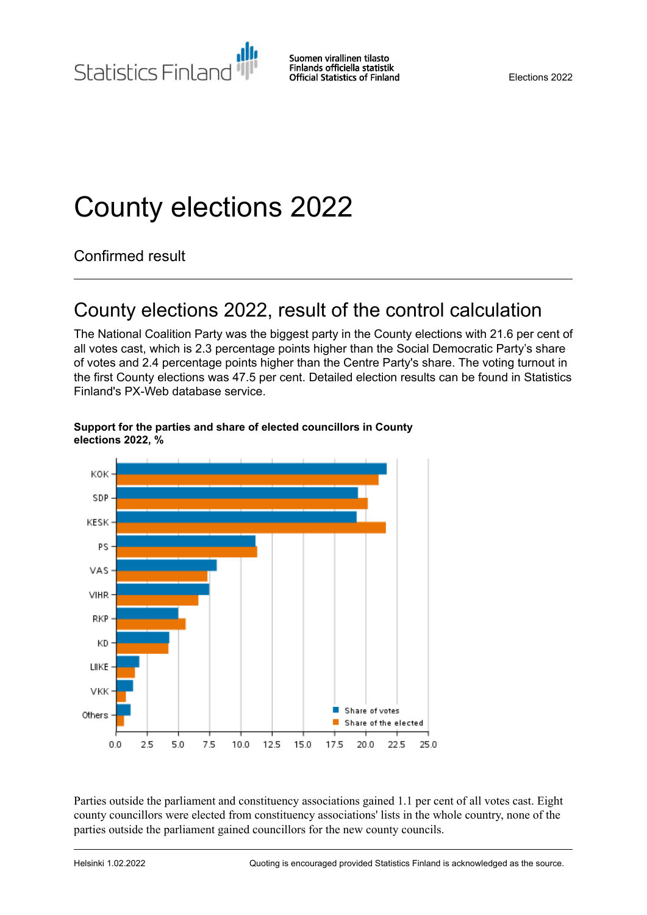Statistics Finland

Suomen virallinen tilasto
Finlands officiella statistik
Official Statistics of Finland

Elections 2022

# County elections 2022

Confirmed result

## County elections 2022, result of the control calculation

The National Coalition Party was the biggest party in the County elections with 21.6 per cent of all votes cast, which is 2.3 percentage points higher than the Social Democratic Party's share of votes and 2.4 percentage points higher than the Centre Party's share. The voting turnout in the first County elections was 47.5 per cent. Detailed election results can be found in Statistics Finland's PX-Web database service.

**Support for the parties and share of elected councillors in County elections 2022, %**

Parties outside the parliament and constituency associations gained 1.1 per cent of all votes cast. Eight county councillors were elected from constituency associations' lists in the whole country, none of the parties outside the parliament gained councillors for the new county councils.

Helsinki 1.02.2022

Quoting is encouraged provided Statistics Finland is acknowledged as the source.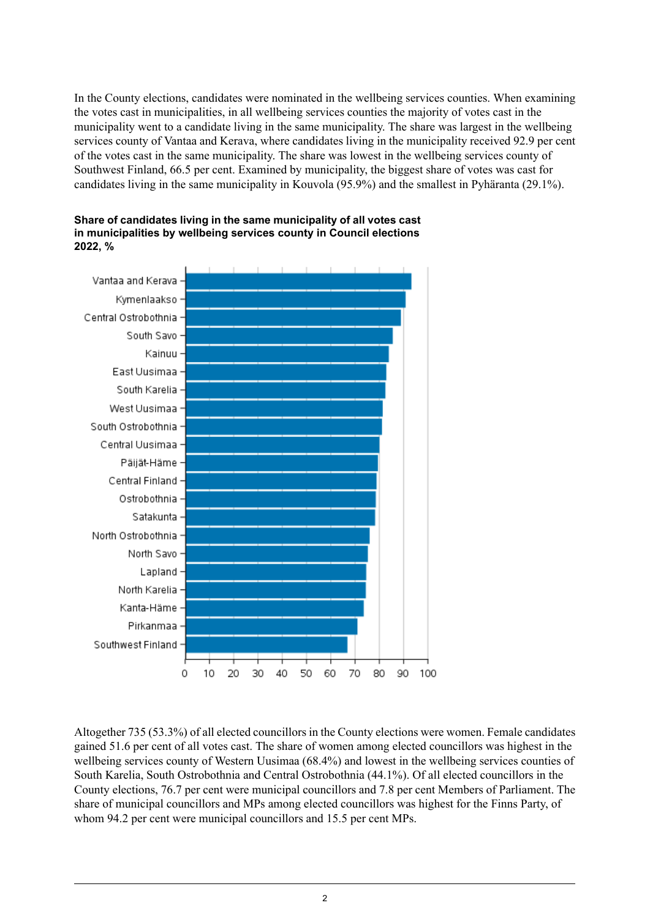In the County elections, candidates were nominated in the wellbeing services counties. When examining the votes cast in municipalities, in all wellbeing services counties the majority of votes cast in the municipality went to a candidate living in the same municipality. The share was largest in the wellbeing services county of Vantaa and Kerava, where candidates living in the municipality received 92.9 per cent of the votes cast in the same municipality. The share was lowest in the wellbeing services county of Southwest Finland, 66.5 per cent. Examined by municipality, the biggest share of votes was cast for candidates living in the same municipality in Kouvola (95.9%) and the smallest in Pyhäranta (29.1%).

**Share of candidates living in the same municipality of all votes cast in municipalities by wellbeing services county in Council elections 2022, %**

Vantaa and Kerava
Kymenlaakso
Central Ostrobothnia
South Savo
Kainuu
East Uusimaa
South Karelia
West Uusimaa
South Ostrobothnia
Central Uusimaa
Päijät-Häme
Central Finland
Ostrobothnia
Satakunta
North Ostrobothnia
North Savo
Lapland
North Karelia
Kanta-Häme
Pirkanmaa
Southwest Finland

0 10 20 30 40 50 60 70 80 90 100

Altogether 735 (53.3%) of all elected councillors in the County elections were women. Female candidates gained 51.6 per cent of all votes cast. The share of women among elected councillors was highest in the wellbeing services county of Western Uusimaa (68.4%) and lowest in the wellbeing services counties of South Karelia, South Ostrobothnia and Central Ostrobothnia (44.1%). Of all elected councillors in the County elections, 76.7 per cent were municipal councillors and 7.8 per cent Members of Parliament. The share of municipal councillors and MPs among elected councillors was highest for the Finns Party, of whom 94.2 per cent were municipal councillors and 15.5 per cent MPs.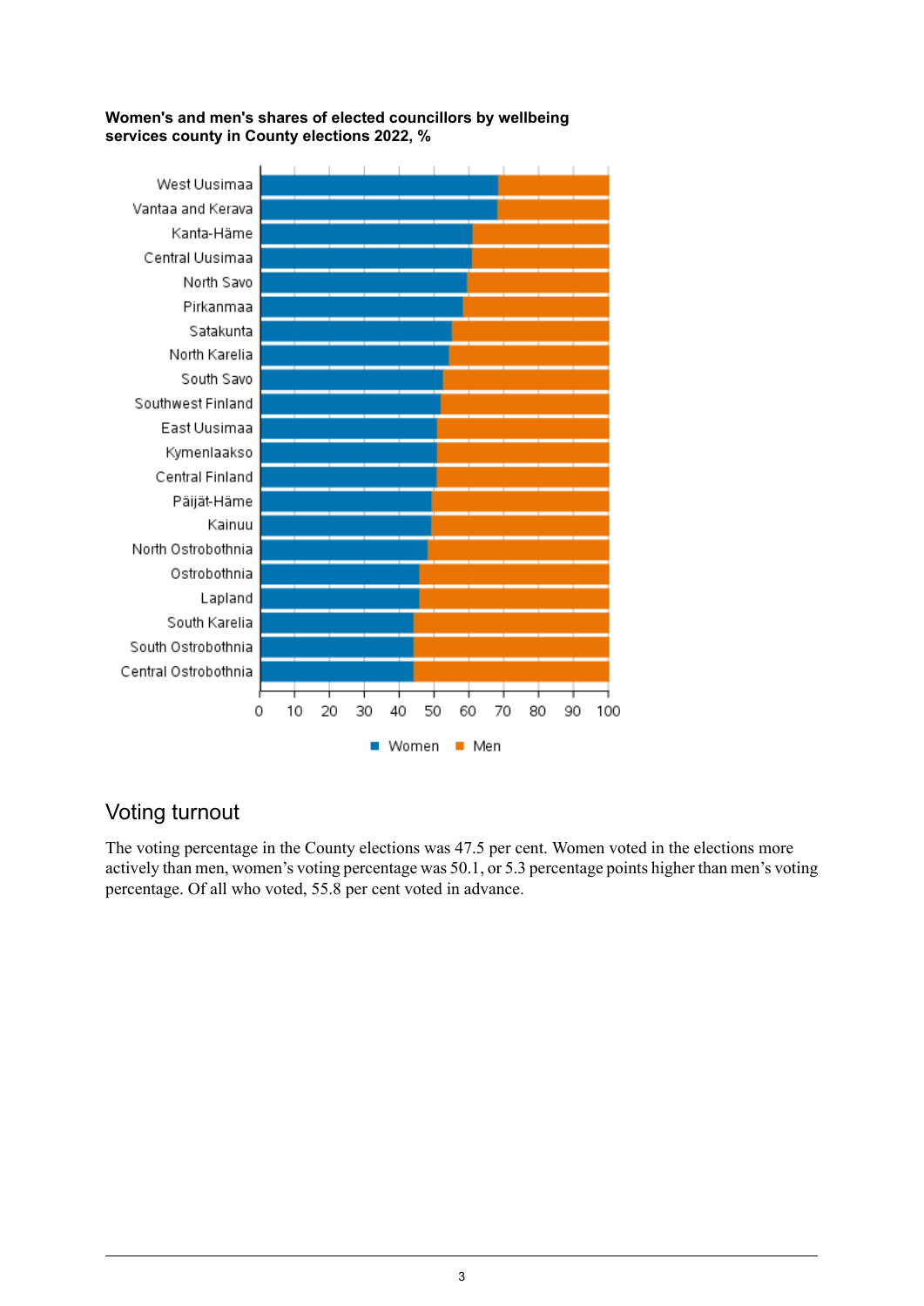**Women's and men's shares of elected councillors by wellbeing services county in County elections 2022, %**

West Uusimaa
Vantaa and Kerava
Kanta-Häme
Central Uusimaa
North Savo
Pirkanmaa
Satakunta
North Karelia
South Savo
Southwest Finland
East Uusimaa
Kymenlaakso
Central Finland
Päijät-Häme
Kainuu
North Ostrobothnia
Ostrobothnia
Lapland
South Karelia
South Ostrobothnia
Central Ostrobothnia

0 10 20 30 40 50 60 70 80 90 100

■ Women ■ Men

## Voting turnout

The voting percentage in the County elections was 47.5 per cent. Women voted in the elections more actively than men, women's voting percentage was 50.1, or 5.3 percentage points higher than men's voting percentage. Of all who voted, 55.8 per cent voted in advance.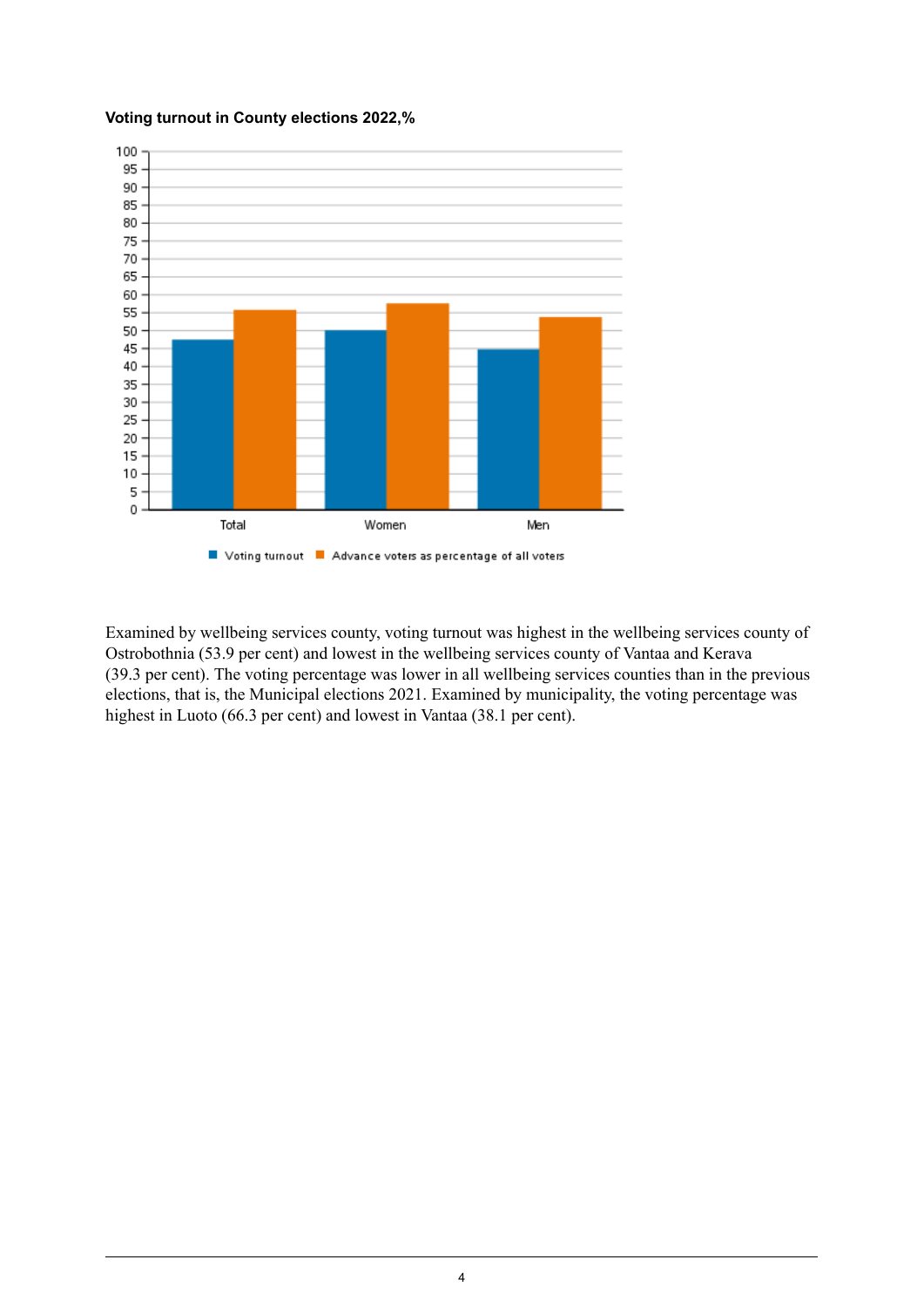**Voting turnout in County elections 2022,%**

Examined by wellbeing services county, voting turnout was highest in the wellbeing services county of Ostrobothnia (53.9 per cent) and lowest in the wellbeing services county of Vantaa and Kerava (39.3 per cent). The voting percentage was lower in all wellbeing services counties than in the previous elections, that is, the Municipal elections 2021. Examined by municipality, the voting percentage was highest in Luoto (66.3 per cent) and lowest in Vantaa (38.1 per cent).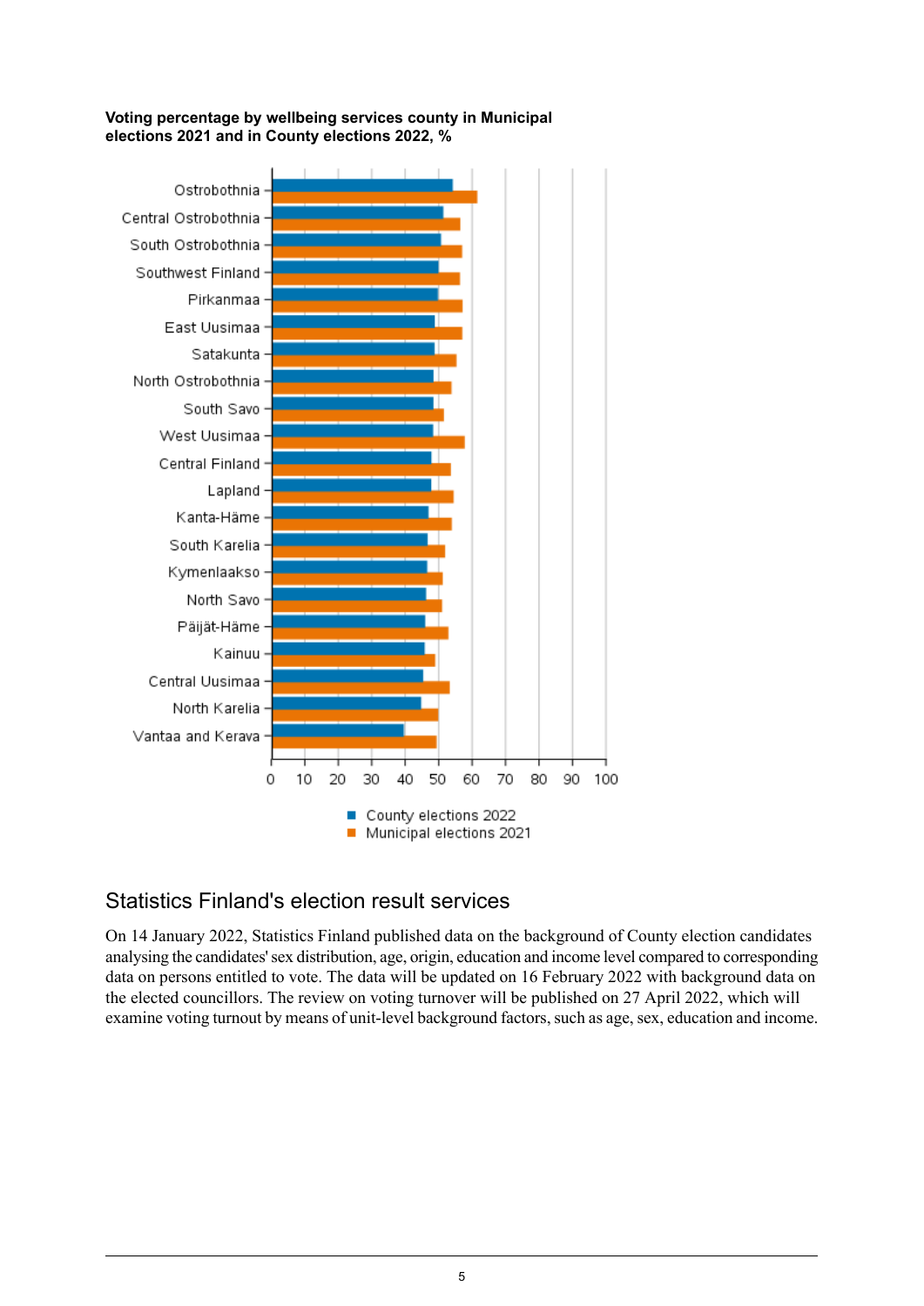**Voting percentage by wellbeing services county in Municipal elections 2021 and in County elections 2022, %**

## Statistics Finland's election result services

On 14 January 2022, Statistics Finland published data on the background of County election candidates analysing the candidates' sex distribution, age, origin, education and income level compared to corresponding data on persons entitled to vote. The data will be updated on 16 February 2022 with background data on the elected councillors. The review on voting turnover will be published on 27 April 2022, which will examine voting turnout by means of unit-level background factors, such as age, sex, education and income.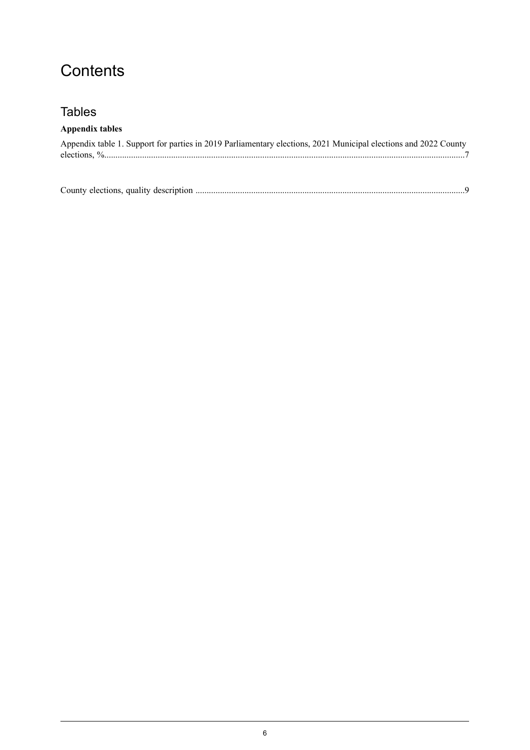# Contents

## Tables

**Appendix tables**

Appendix table 1. Support for parties in 2019 Parliamentary elections, 2021 Municipal elections and 2022 County elections, %....................................................................................................................................................7

County elections, quality description .........................................................................................................................9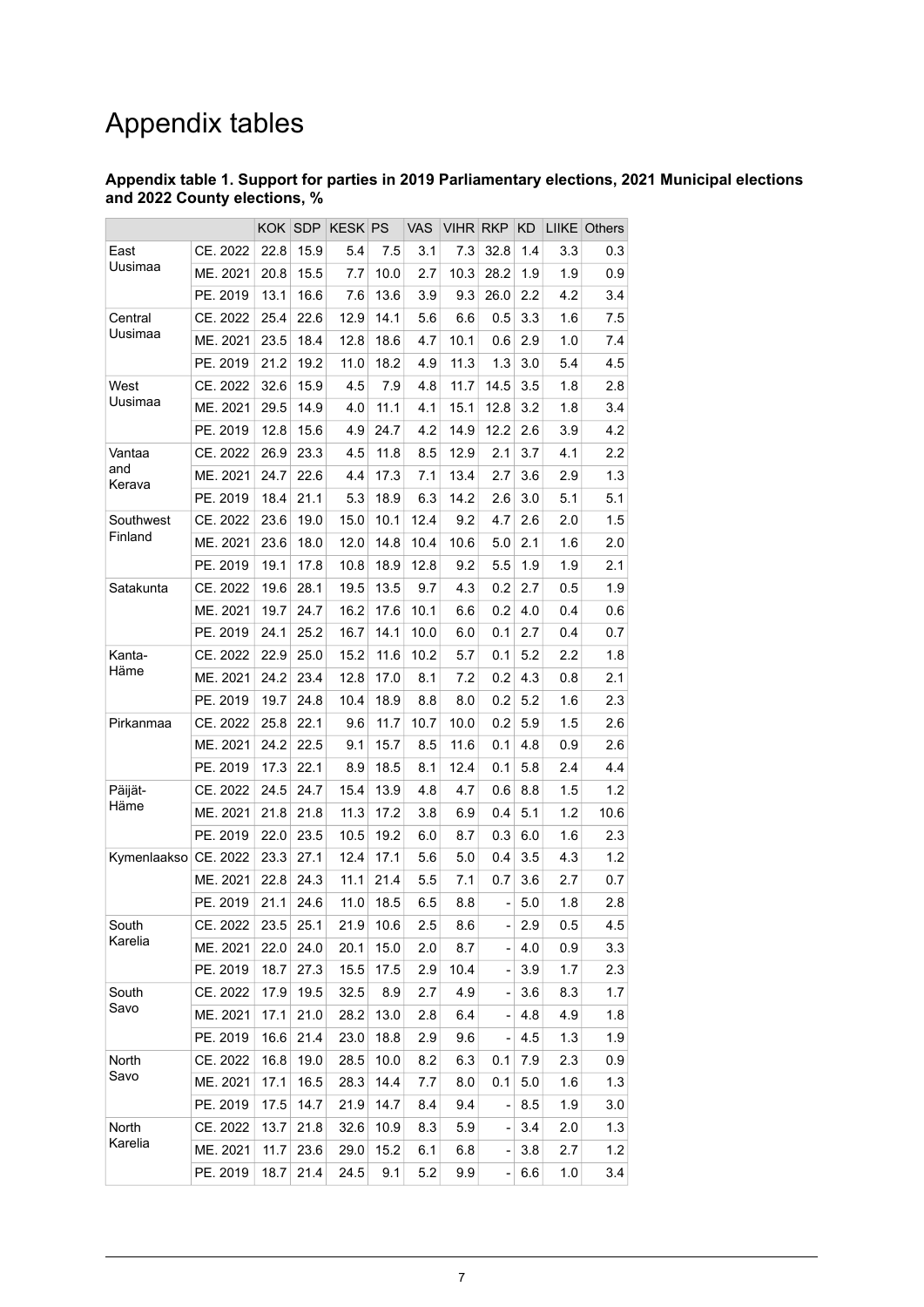# Appendix tables

**Appendix table 1. Support for parties in 2019 Parliamentary elections, 2021 Municipal elections and 2022 County elections, %**

| | | KOK | SDP | KESK | PS | VAS | VIHR | RKP | KD | LIIKE | Others |
|---|---|---|---|---|---|---|---|---|---|---|---|
| East Uusimaa | CE. 2022 | 22.8 | 15.9 | 5.4 | 7.5 | 3.1 | 7.3 | 32.8 | 1.4 | 3.3 | 0.3 |
| | ME. 2021 | 20.8 | 15.5 | 7.7 | 10.0 | 2.7 | 10.3 | 28.2 | 1.9 | 1.9 | 0.9 |
| | PE. 2019 | 13.1 | 16.6 | 7.6 | 13.6 | 3.9 | 9.3 | 26.0 | 2.2 | 4.2 | 3.4 |
| Central Uusimaa | CE. 2022 | 25.4 | 22.6 | 12.9 | 14.1 | 5.6 | 6.6 | 0.5 | 3.3 | 1.6 | 7.5 |
| | ME. 2021 | 23.5 | 18.4 | 12.8 | 18.6 | 4.7 | 10.1 | 0.6 | 2.9 | 1.0 | 7.4 |
| | PE. 2019 | 21.2 | 19.2 | 11.0 | 18.2 | 4.9 | 11.3 | 1.3 | 3.0 | 5.4 | 4.5 |
| West Uusimaa | CE. 2022 | 32.6 | 15.9 | 4.5 | 7.9 | 4.8 | 11.7 | 14.5 | 3.5 | 1.8 | 2.8 |
| | ME. 2021 | 29.5 | 14.9 | 4.0 | 11.1 | 4.1 | 15.1 | 12.8 | 3.2 | 1.8 | 3.4 |
| | PE. 2019 | 12.8 | 15.6 | 4.9 | 24.7 | 4.2 | 14.9 | 12.2 | 2.6 | 3.9 | 4.2 |
| Vantaa and Kerava | CE. 2022 | 26.9 | 23.3 | 4.5 | 11.8 | 8.5 | 12.9 | 2.1 | 3.7 | 4.1 | 2.2 |
| | ME. 2021 | 24.7 | 22.6 | 4.4 | 17.3 | 7.1 | 13.4 | 2.7 | 3.6 | 2.9 | 1.3 |
| | PE. 2019 | 18.4 | 21.1 | 5.3 | 18.9 | 6.3 | 14.2 | 2.6 | 3.0 | 5.1 | 5.1 |
| Southwest Finland | CE. 2022 | 23.6 | 19.0 | 15.0 | 10.1 | 12.4 | 9.2 | 4.7 | 2.6 | 2.0 | 1.5 |
| | ME. 2021 | 23.6 | 18.0 | 12.0 | 14.8 | 10.4 | 10.6 | 5.0 | 2.1 | 1.6 | 2.0 |
| | PE. 2019 | 19.1 | 17.8 | 10.8 | 18.9 | 12.8 | 9.2 | 5.5 | 1.9 | 1.9 | 2.1 |
| Satakunta | CE. 2022 | 19.6 | 28.1 | 19.5 | 13.5 | 9.7 | 4.3 | 0.2 | 2.7 | 0.5 | 1.9 |
| | ME. 2021 | 19.7 | 24.7 | 16.2 | 17.6 | 10.1 | 6.6 | 0.2 | 4.0 | 0.4 | 0.6 |
| | PE. 2019 | 24.1 | 25.2 | 16.7 | 14.1 | 10.0 | 6.0 | 0.1 | 2.7 | 0.4 | 0.7 |
| Kanta-Häme | CE. 2022 | 22.9 | 25.0 | 15.2 | 11.6 | 10.2 | 5.7 | 0.1 | 5.2 | 2.2 | 1.8 |
| | ME. 2021 | 24.2 | 23.4 | 12.8 | 17.0 | 8.1 | 7.2 | 0.2 | 4.3 | 0.8 | 2.1 |
| | PE. 2019 | 19.7 | 24.8 | 10.4 | 18.9 | 8.8 | 8.0 | 0.2 | 5.2 | 1.6 | 2.3 |
| Pirkanmaa | CE. 2022 | 25.8 | 22.1 | 9.6 | 11.7 | 10.7 | 10.0 | 0.2 | 5.9 | 1.5 | 2.6 |
| | ME. 2021 | 24.2 | 22.5 | 9.1 | 15.7 | 8.5 | 11.6 | 0.1 | 4.8 | 0.9 | 2.6 |
| | PE. 2019 | 17.3 | 22.1 | 8.9 | 18.5 | 8.1 | 12.4 | 0.1 | 5.8 | 2.4 | 4.4 |
| Päijät-Häme | CE. 2022 | 24.5 | 24.7 | 15.4 | 13.9 | 4.8 | 4.7 | 0.6 | 8.8 | 1.5 | 1.2 |
| | ME. 2021 | 21.8 | 21.8 | 11.3 | 17.2 | 3.8 | 6.9 | 0.4 | 5.1 | 1.2 | 10.6 |
| | PE. 2019 | 22.0 | 23.5 | 10.5 | 19.2 | 6.0 | 8.7 | 0.3 | 6.0 | 1.6 | 2.3 |
| Kymenlaakso | CE. 2022 | 23.3 | 27.1 | 12.4 | 17.1 | 5.6 | 5.0 | 0.4 | 3.5 | 4.3 | 1.2 |
| | ME. 2021 | 22.8 | 24.3 | 11.1 | 21.4 | 5.5 | 7.1 | 0.7 | 3.6 | 2.7 | 0.7 |
| | PE. 2019 | 21.1 | 24.6 | 11.0 | 18.5 | 6.5 | 8.8 | - | 5.0 | 1.8 | 2.8 |
| South Karelia | CE. 2022 | 23.5 | 25.1 | 21.9 | 10.6 | 2.5 | 8.6 | - | 2.9 | 0.5 | 4.5 |
| | ME. 2021 | 22.0 | 24.0 | 20.1 | 15.0 | 2.0 | 8.7 | - | 4.0 | 0.9 | 3.3 |
| | PE. 2019 | 18.7 | 27.3 | 15.5 | 17.5 | 2.9 | 10.4 | - | 3.9 | 1.7 | 2.3 |
| South Savo | CE. 2022 | 17.9 | 19.5 | 32.5 | 8.9 | 2.7 | 4.9 | - | 3.6 | 8.3 | 1.7 |
| | ME. 2021 | 17.1 | 21.0 | 28.2 | 13.0 | 2.8 | 6.4 | - | 4.8 | 4.9 | 1.8 |
| | PE. 2019 | 16.6 | 21.4 | 23.0 | 18.8 | 2.9 | 9.6 | - | 4.5 | 1.3 | 1.9 |
| North Savo | CE. 2022 | 16.8 | 19.0 | 28.5 | 10.0 | 8.2 | 6.3 | 0.1 | 7.9 | 2.3 | 0.9 |
| | ME. 2021 | 17.1 | 16.5 | 28.3 | 14.4 | 7.7 | 8.0 | 0.1 | 5.0 | 1.6 | 1.3 |
| | PE. 2019 | 17.5 | 14.7 | 21.9 | 14.7 | 8.4 | 9.4 | - | 8.5 | 1.9 | 3.0 |
| North Karelia | CE. 2022 | 13.7 | 21.8 | 32.6 | 10.9 | 8.3 | 5.9 | - | 3.4 | 2.0 | 1.3 |
| | ME. 2021 | 11.7 | 23.6 | 29.0 | 15.2 | 6.1 | 6.8 | - | 3.8 | 2.7 | 1.2 |
| | PE. 2019 | 18.7 | 21.4 | 24.5 | 9.1 | 5.2 | 9.9 | - | 6.6 | 1.0 | 3.4 |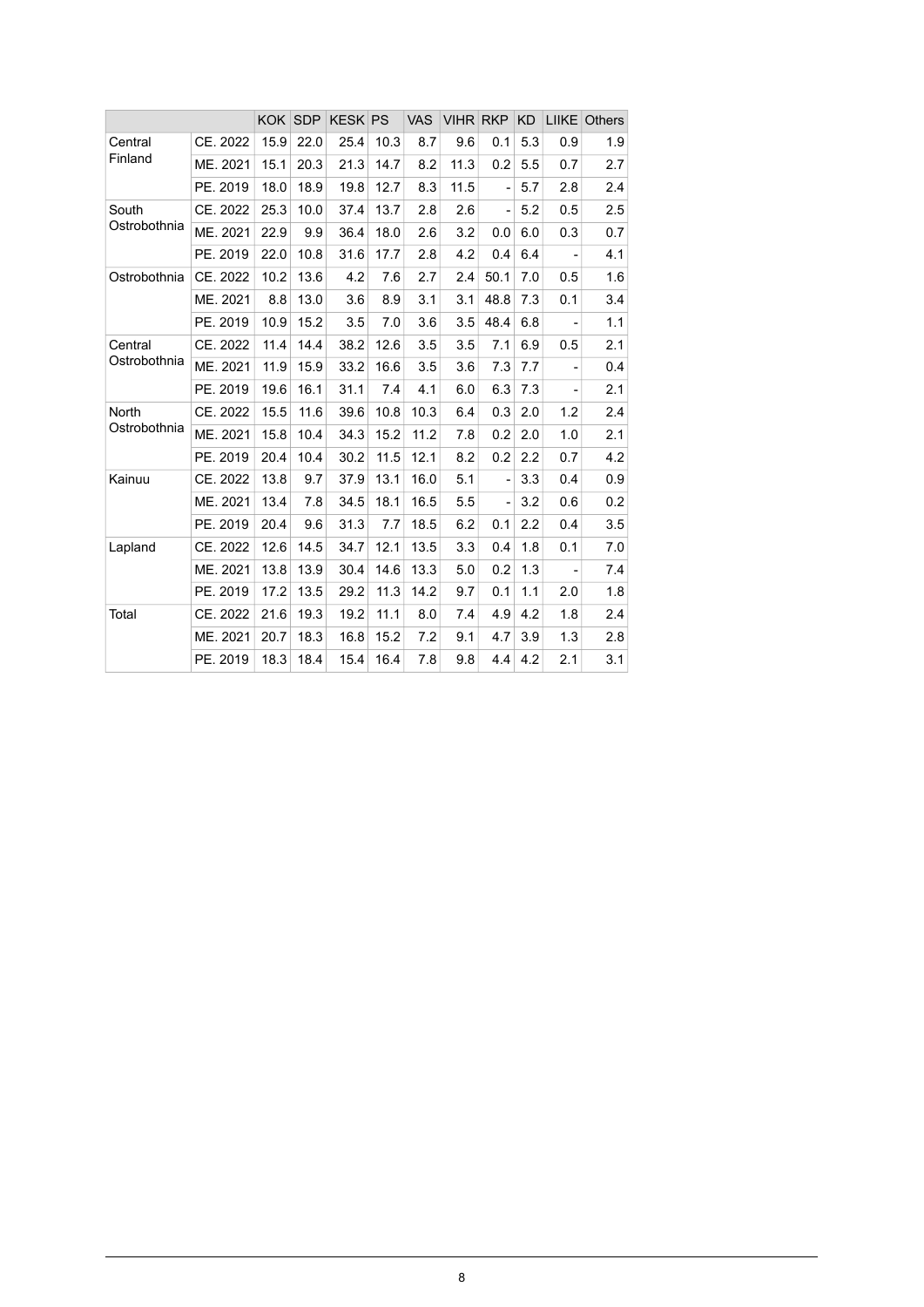| | | KOK | SDP | KESK | PS | VAS | VIHR | RKP | KD | LIIKE | Others |
|---|---|---|---|---|---|---|---|---|---|---|---|
| Central Finland | CE. 2022 | 15.9 | 22.0 | 25.4 | 10.3 | 8.7 | 9.6 | 0.1 | 5.3 | 0.9 | 1.9 |
| | ME. 2021 | 15.1 | 20.3 | 21.3 | 14.7 | 8.2 | 11.3 | 0.2 | 5.5 | 0.7 | 2.7 |
| | PE. 2019 | 18.0 | 18.9 | 19.8 | 12.7 | 8.3 | 11.5 | - | 5.7 | 2.8 | 2.4 |
| South Ostrobothnia | CE. 2022 | 25.3 | 10.0 | 37.4 | 13.7 | 2.8 | 2.6 | - | 5.2 | 0.5 | 2.5 |
| | ME. 2021 | 22.9 | 9.9 | 36.4 | 18.0 | 2.6 | 3.2 | 0.0 | 6.0 | 0.3 | 0.7 |
| | PE. 2019 | 22.0 | 10.8 | 31.6 | 17.7 | 2.8 | 4.2 | 0.4 | 6.4 | - | 4.1 |
| Ostrobothnia | CE. 2022 | 10.2 | 13.6 | 4.2 | 7.6 | 2.7 | 2.4 | 50.1 | 7.0 | 0.5 | 1.6 |
| | ME. 2021 | 8.8 | 13.0 | 3.6 | 8.9 | 3.1 | 3.1 | 48.8 | 7.3 | 0.1 | 3.4 |
| | PE. 2019 | 10.9 | 15.2 | 3.5 | 7.0 | 3.6 | 3.5 | 48.4 | 6.8 | - | 1.1 |
| Central Ostrobothnia | CE. 2022 | 11.4 | 14.4 | 38.2 | 12.6 | 3.5 | 3.5 | 7.1 | 6.9 | 0.5 | 2.1 |
| | ME. 2021 | 11.9 | 15.9 | 33.2 | 16.6 | 3.5 | 3.6 | 7.3 | 7.7 | - | 0.4 |
| | PE. 2019 | 19.6 | 16.1 | 31.1 | 7.4 | 4.1 | 6.0 | 6.3 | 7.3 | - | 2.1 |
| North Ostrobothnia | CE. 2022 | 15.5 | 11.6 | 39.6 | 10.8 | 10.3 | 6.4 | 0.3 | 2.0 | 1.2 | 2.4 |
| | ME. 2021 | 15.8 | 10.4 | 34.3 | 15.2 | 11.2 | 7.8 | 0.2 | 2.0 | 1.0 | 2.1 |
| | PE. 2019 | 20.4 | 10.4 | 30.2 | 11.5 | 12.1 | 8.2 | 0.2 | 2.2 | 0.7 | 4.2 |
| Kainuu | CE. 2022 | 13.8 | 9.7 | 37.9 | 13.1 | 16.0 | 5.1 | - | 3.3 | 0.4 | 0.9 |
| | ME. 2021 | 13.4 | 7.8 | 34.5 | 18.1 | 16.5 | 5.5 | - | 3.2 | 0.6 | 0.2 |
| | PE. 2019 | 20.4 | 9.6 | 31.3 | 7.7 | 18.5 | 6.2 | 0.1 | 2.2 | 0.4 | 3.5 |
| Lapland | CE. 2022 | 12.6 | 14.5 | 34.7 | 12.1 | 13.5 | 3.3 | 0.4 | 1.8 | 0.1 | 7.0 |
| | ME. 2021 | 13.8 | 13.9 | 30.4 | 14.6 | 13.3 | 5.0 | 0.2 | 1.3 | - | 7.4 |
| | PE. 2019 | 17.2 | 13.5 | 29.2 | 11.3 | 14.2 | 9.7 | 0.1 | 1.1 | 2.0 | 1.8 |
| Total | CE. 2022 | 21.6 | 19.3 | 19.2 | 11.1 | 8.0 | 7.4 | 4.9 | 4.2 | 1.8 | 2.4 |
| | ME. 2021 | 20.7 | 18.3 | 16.8 | 15.2 | 7.2 | 9.1 | 4.7 | 3.9 | 1.3 | 2.8 |
| | PE. 2019 | 18.3 | 18.4 | 15.4 | 16.4 | 7.8 | 9.8 | 4.4 | 4.2 | 2.1 | 3.1 |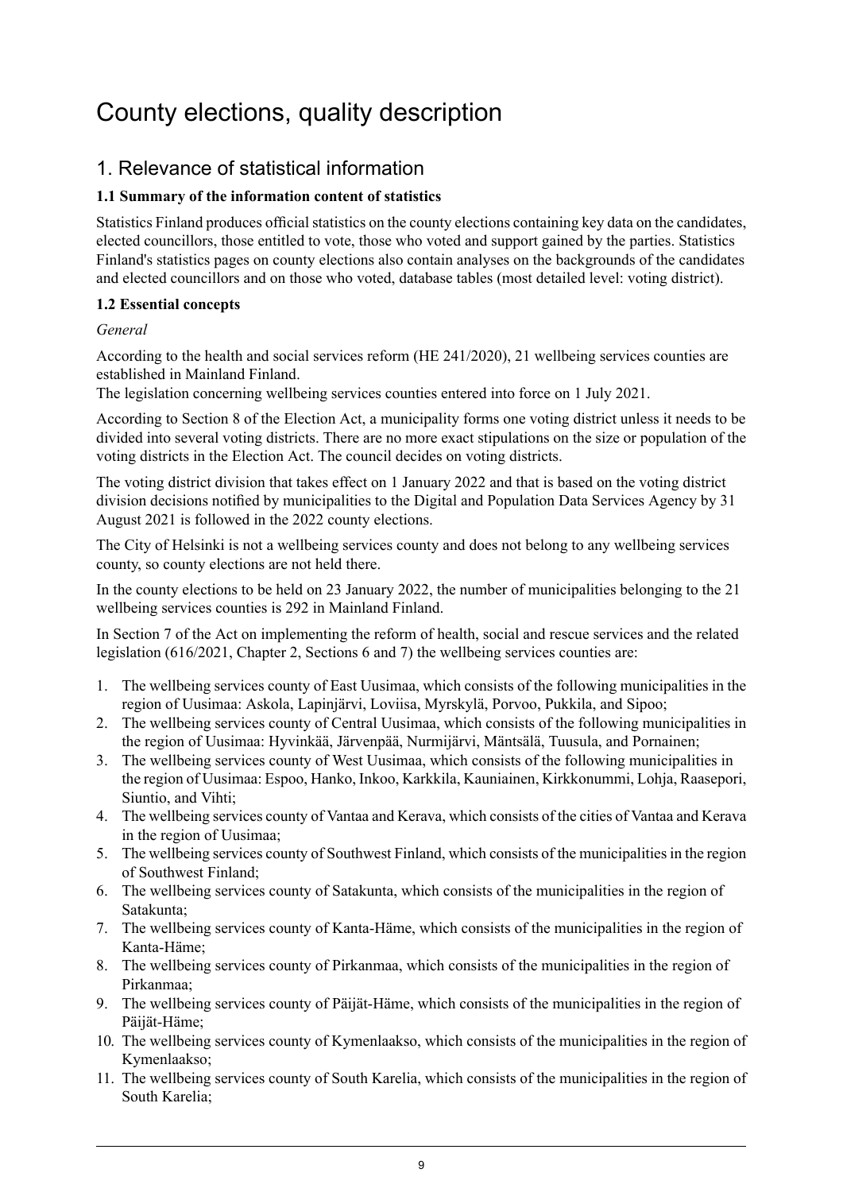# County elections, quality description

## 1. Relevance of statistical information

### 1.1 Summary of the information content of statistics

Statistics Finland produces official statistics on the county elections containing key data on the candidates, elected councillors, those entitled to vote, those who voted and support gained by the parties. Statistics Finland's statistics pages on county elections also contain analyses on the backgrounds of the candidates and elected councillors and on those who voted, database tables (most detailed level: voting district).

### 1.2 Essential concepts

*General*

According to the health and social services reform (HE 241/2020), 21 wellbeing services counties are established in Mainland Finland.
The legislation concerning wellbeing services counties entered into force on 1 July 2021.

According to Section 8 of the Election Act, a municipality forms one voting district unless it needs to be divided into several voting districts. There are no more exact stipulations on the size or population of the voting districts in the Election Act. The council decides on voting districts.

The voting district division that takes effect on 1 January 2022 and that is based on the voting district division decisions notified by municipalities to the Digital and Population Data Services Agency by 31 August 2021 is followed in the 2022 county elections.

The City of Helsinki is not a wellbeing services county and does not belong to any wellbeing services county, so county elections are not held there.

In the county elections to be held on 23 January 2022, the number of municipalities belonging to the 21 wellbeing services counties is 292 in Mainland Finland.

In Section 7 of the Act on implementing the reform of health, social and rescue services and the related legislation (616/2021, Chapter 2, Sections 6 and 7) the wellbeing services counties are:

1. The wellbeing services county of East Uusimaa, which consists of the following municipalities in the region of Uusimaa: Askola, Lapinjärvi, Loviisa, Myrskylä, Porvoo, Pukkila, and Sipoo;
2. The wellbeing services county of Central Uusimaa, which consists of the following municipalities in the region of Uusimaa: Hyvinkää, Järvenpää, Nurmijärvi, Mäntsälä, Tuusula, and Pornainen;
3. The wellbeing services county of West Uusimaa, which consists of the following municipalities in the region of Uusimaa: Espoo, Hanko, Inkoo, Karkkila, Kauniainen, Kirkkonummi, Lohja, Raasepori, Siuntio, and Vihti;
4. The wellbeing services county of Vantaa and Kerava, which consists of the cities of Vantaa and Kerava in the region of Uusimaa;
5. The wellbeing services county of Southwest Finland, which consists of the municipalities in the region of Southwest Finland;
6. The wellbeing services county of Satakunta, which consists of the municipalities in the region of Satakunta;
7. The wellbeing services county of Kanta-Häme, which consists of the municipalities in the region of Kanta-Häme;
8. The wellbeing services county of Pirkanmaa, which consists of the municipalities in the region of Pirkanmaa;
9. The wellbeing services county of Päijät-Häme, which consists of the municipalities in the region of Päijät-Häme;
10. The wellbeing services county of Kymenlaakso, which consists of the municipalities in the region of Kymenlaakso;
11. The wellbeing services county of South Karelia, which consists of the municipalities in the region of South Karelia;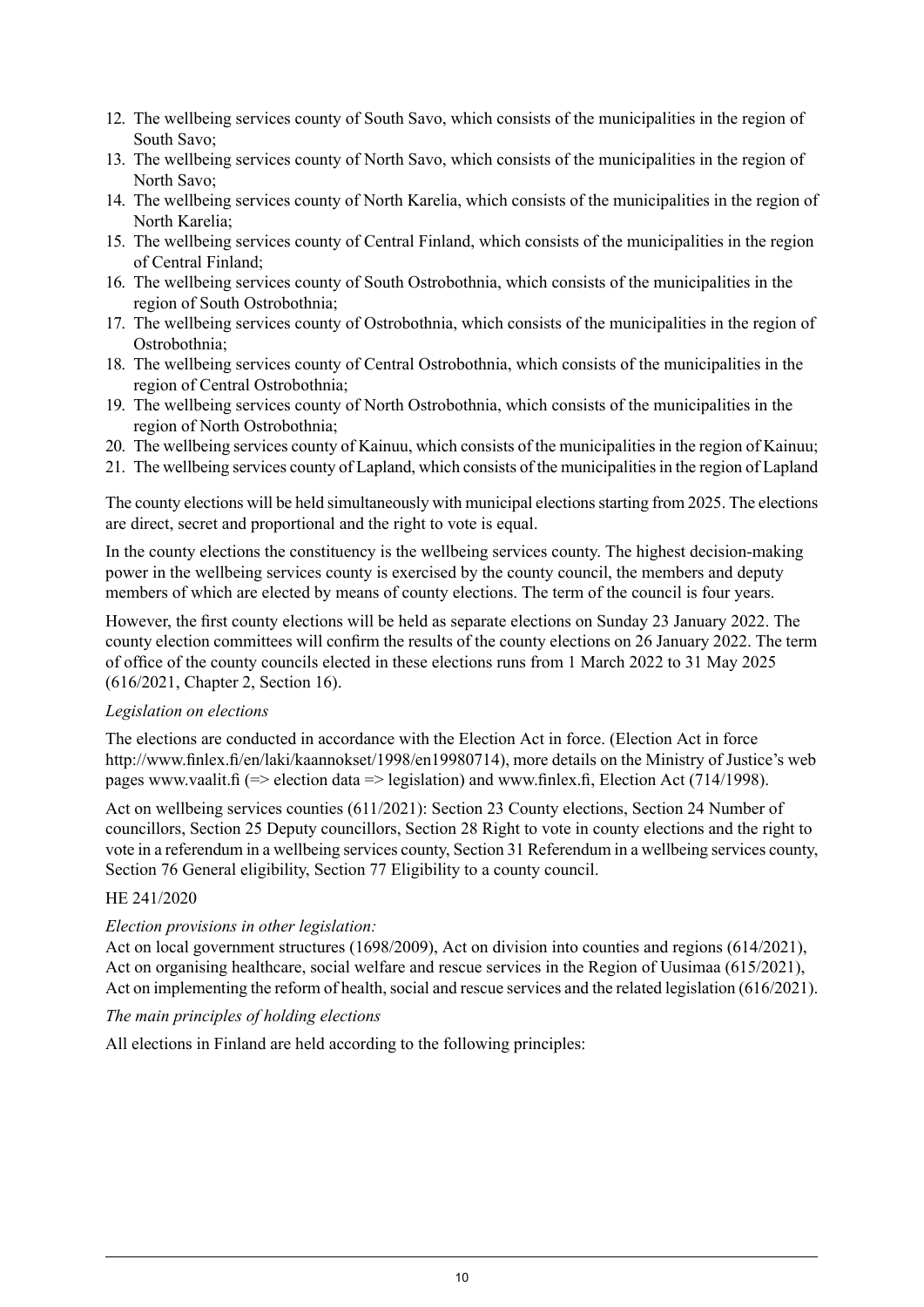12. The wellbeing services county of South Savo, which consists of the municipalities in the region of South Savo;
13. The wellbeing services county of North Savo, which consists of the municipalities in the region of North Savo;
14. The wellbeing services county of North Karelia, which consists of the municipalities in the region of North Karelia;
15. The wellbeing services county of Central Finland, which consists of the municipalities in the region of Central Finland;
16. The wellbeing services county of South Ostrobothnia, which consists of the municipalities in the region of South Ostrobothnia;
17. The wellbeing services county of Ostrobothnia, which consists of the municipalities in the region of Ostrobothnia;
18. The wellbeing services county of Central Ostrobothnia, which consists of the municipalities in the region of Central Ostrobothnia;
19. The wellbeing services county of North Ostrobothnia, which consists of the municipalities in the region of North Ostrobothnia;
20. The wellbeing services county of Kainuu, which consists of the municipalities in the region of Kainuu;
21. The wellbeing services county of Lapland, which consists of the municipalities in the region of Lapland

The county elections will be held simultaneously with municipal elections starting from 2025. The elections are direct, secret and proportional and the right to vote is equal.

In the county elections the constituency is the wellbeing services county. The highest decision-making power in the wellbeing services county is exercised by the county council, the members and deputy members of which are elected by means of county elections. The term of the council is four years.

However, the first county elections will be held as separate elections on Sunday 23 January 2022. The county election committees will confirm the results of the county elections on 26 January 2022. The term of office of the county councils elected in these elections runs from 1 March 2022 to 31 May 2025 (616/2021, Chapter 2, Section 16).

*Legislation on elections*

The elections are conducted in accordance with the Election Act in force. (Election Act in force http://www.finlex.fi/en/laki/kaannokset/1998/en19980714), more details on the Ministry of Justice's web pages www.vaalit.fi (=> election data => legislation) and www.finlex.fi, Election Act (714/1998).

Act on wellbeing services counties (611/2021): Section 23 County elections, Section 24 Number of councillors, Section 25 Deputy councillors, Section 28 Right to vote in county elections and the right to vote in a referendum in a wellbeing services county, Section 31 Referendum in a wellbeing services county, Section 76 General eligibility, Section 77 Eligibility to a county council.

HE 241/2020

*Election provisions in other legislation:*
Act on local government structures (1698/2009), Act on division into counties and regions (614/2021), Act on organising healthcare, social welfare and rescue services in the Region of Uusimaa (615/2021), Act on implementing the reform of health, social and rescue services and the related legislation (616/2021).

*The main principles of holding elections*

All elections in Finland are held according to the following principles: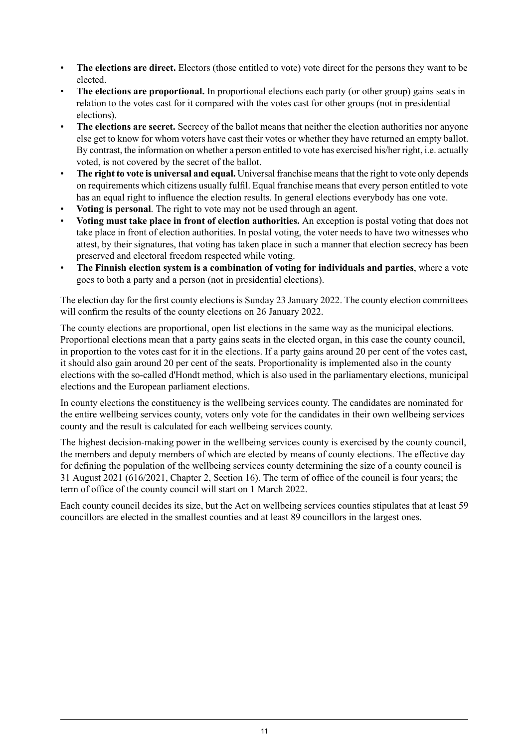- **The elections are direct.** Electors (those entitled to vote) vote direct for the persons they want to be elected.
- **The elections are proportional.** In proportional elections each party (or other group) gains seats in relation to the votes cast for it compared with the votes cast for other groups (not in presidential elections).
- **The elections are secret.** Secrecy of the ballot means that neither the election authorities nor anyone else get to know for whom voters have cast their votes or whether they have returned an empty ballot. By contrast, the information on whether a person entitled to vote has exercised his/her right, i.e. actually voted, is not covered by the secret of the ballot.
- **The right to vote is universal and equal.** Universal franchise means that the right to vote only depends on requirements which citizens usually fulfil. Equal franchise means that every person entitled to vote has an equal right to influence the election results. In general elections everybody has one vote.
- **Voting is personal**. The right to vote may not be used through an agent.
- **Voting must take place in front of election authorities.** An exception is postal voting that does not take place in front of election authorities. In postal voting, the voter needs to have two witnesses who attest, by their signatures, that voting has taken place in such a manner that election secrecy has been preserved and electoral freedom respected while voting.
- **The Finnish election system is a combination of voting for individuals and parties**, where a vote goes to both a party and a person (not in presidential elections).

The election day for the first county elections is Sunday 23 January 2022. The county election committees will confirm the results of the county elections on 26 January 2022.

The county elections are proportional, open list elections in the same way as the municipal elections. Proportional elections mean that a party gains seats in the elected organ, in this case the county council, in proportion to the votes cast for it in the elections. If a party gains around 20 per cent of the votes cast, it should also gain around 20 per cent of the seats. Proportionality is implemented also in the county elections with the so-called d'Hondt method, which is also used in the parliamentary elections, municipal elections and the European parliament elections.

In county elections the constituency is the wellbeing services county. The candidates are nominated for the entire wellbeing services county, voters only vote for the candidates in their own wellbeing services county and the result is calculated for each wellbeing services county.

The highest decision-making power in the wellbeing services county is exercised by the county council, the members and deputy members of which are elected by means of county elections. The effective day for defining the population of the wellbeing services county determining the size of a county council is 31 August 2021 (616/2021, Chapter 2, Section 16). The term of office of the council is four years; the term of office of the county council will start on 1 March 2022.

Each county council decides its size, but the Act on wellbeing services counties stipulates that at least 59 councillors are elected in the smallest counties and at least 89 councillors in the largest ones.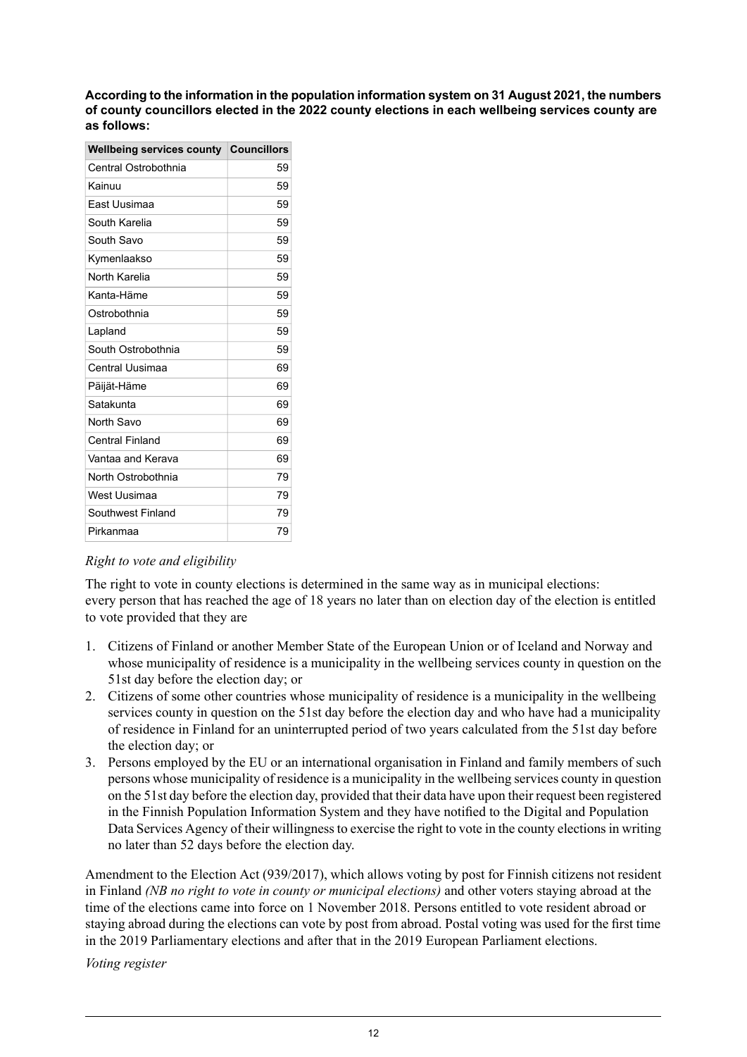**According to the information in the population information system on 31 August 2021, the numbers of county councillors elected in the 2022 county elections in each wellbeing services county are as follows:**

| Wellbeing services county | Councillors |
|---|---|
| Central Ostrobothnia | 59 |
| Kainuu | 59 |
| East Uusimaa | 59 |
| South Karelia | 59 |
| South Savo | 59 |
| Kymenlaakso | 59 |
| North Karelia | 59 |
| Kanta-Häme | 59 |
| Ostrobothnia | 59 |
| Lapland | 59 |
| South Ostrobothnia | 59 |
| Central Uusimaa | 69 |
| Päijät-Häme | 69 |
| Satakunta | 69 |
| North Savo | 69 |
| Central Finland | 69 |
| Vantaa and Kerava | 69 |
| North Ostrobothnia | 79 |
| West Uusimaa | 79 |
| Southwest Finland | 79 |
| Pirkanmaa | 79 |

*Right to vote and eligibility*

The right to vote in county elections is determined in the same way as in municipal elections: every person that has reached the age of 18 years no later than on election day of the election is entitled to vote provided that they are

1. Citizens of Finland or another Member State of the European Union or of Iceland and Norway and whose municipality of residence is a municipality in the wellbeing services county in question on the 51st day before the election day; or
2. Citizens of some other countries whose municipality of residence is a municipality in the wellbeing services county in question on the 51st day before the election day and who have had a municipality of residence in Finland for an uninterrupted period of two years calculated from the 51st day before the election day; or
3. Persons employed by the EU or an international organisation in Finland and family members of such persons whose municipality of residence is a municipality in the wellbeing services county in question on the 51st day before the election day, provided that their data have upon their request been registered in the Finnish Population Information System and they have notified to the Digital and Population Data Services Agency of their willingness to exercise the right to vote in the county elections in writing no later than 52 days before the election day.

Amendment to the Election Act (939/2017), which allows voting by post for Finnish citizens not resident in Finland *(NB no right to vote in county or municipal elections)* and other voters staying abroad at the time of the elections came into force on 1 November 2018. Persons entitled to vote resident abroad or staying abroad during the elections can vote by post from abroad. Postal voting was used for the first time in the 2019 Parliamentary elections and after that in the 2019 European Parliament elections.

*Voting register*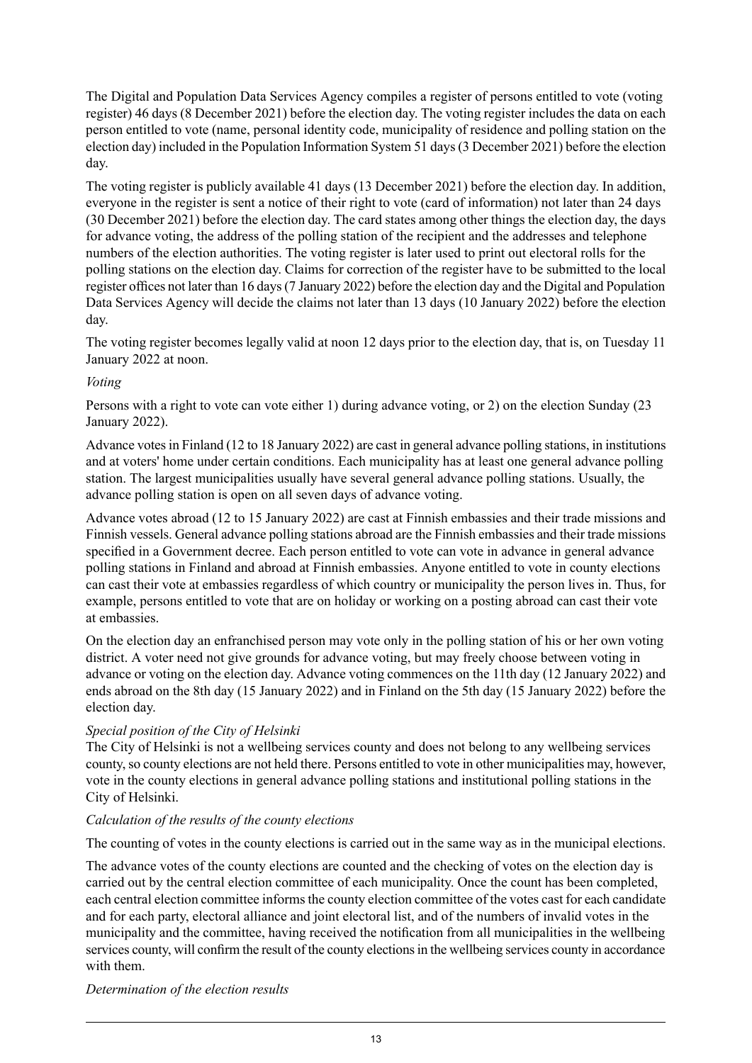The Digital and Population Data Services Agency compiles a register of persons entitled to vote (voting register) 46 days (8 December 2021) before the election day. The voting register includes the data on each person entitled to vote (name, personal identity code, municipality of residence and polling station on the election day) included in the Population Information System 51 days (3 December 2021) before the election day.

The voting register is publicly available 41 days (13 December 2021) before the election day. In addition, everyone in the register is sent a notice of their right to vote (card of information) not later than 24 days (30 December 2021) before the election day. The card states among other things the election day, the days for advance voting, the address of the polling station of the recipient and the addresses and telephone numbers of the election authorities. The voting register is later used to print out electoral rolls for the polling stations on the election day. Claims for correction of the register have to be submitted to the local register offices not later than 16 days (7 January 2022) before the election day and the Digital and Population Data Services Agency will decide the claims not later than 13 days (10 January 2022) before the election day.

The voting register becomes legally valid at noon 12 days prior to the election day, that is, on Tuesday 11 January 2022 at noon.

*Voting*

Persons with a right to vote can vote either 1) during advance voting, or 2) on the election Sunday (23 January 2022).

Advance votes in Finland (12 to 18 January 2022) are cast in general advance polling stations, in institutions and at voters' home under certain conditions. Each municipality has at least one general advance polling station. The largest municipalities usually have several general advance polling stations. Usually, the advance polling station is open on all seven days of advance voting.

Advance votes abroad (12 to 15 January 2022) are cast at Finnish embassies and their trade missions and Finnish vessels. General advance polling stations abroad are the Finnish embassies and their trade missions specified in a Government decree. Each person entitled to vote can vote in advance in general advance polling stations in Finland and abroad at Finnish embassies. Anyone entitled to vote in county elections can cast their vote at embassies regardless of which country or municipality the person lives in. Thus, for example, persons entitled to vote that are on holiday or working on a posting abroad can cast their vote at embassies.

On the election day an enfranchised person may vote only in the polling station of his or her own voting district. A voter need not give grounds for advance voting, but may freely choose between voting in advance or voting on the election day. Advance voting commences on the 11th day (12 January 2022) and ends abroad on the 8th day (15 January 2022) and in Finland on the 5th day (15 January 2022) before the election day.

*Special position of the City of Helsinki*

The City of Helsinki is not a wellbeing services county and does not belong to any wellbeing services county, so county elections are not held there. Persons entitled to vote in other municipalities may, however, vote in the county elections in general advance polling stations and institutional polling stations in the City of Helsinki.

*Calculation of the results of the county elections*

The counting of votes in the county elections is carried out in the same way as in the municipal elections.

The advance votes of the county elections are counted and the checking of votes on the election day is carried out by the central election committee of each municipality. Once the count has been completed, each central election committee informs the county election committee of the votes cast for each candidate and for each party, electoral alliance and joint electoral list, and of the numbers of invalid votes in the municipality and the committee, having received the notification from all municipalities in the wellbeing services county, will confirm the result of the county elections in the wellbeing services county in accordance with them.

*Determination of the election results*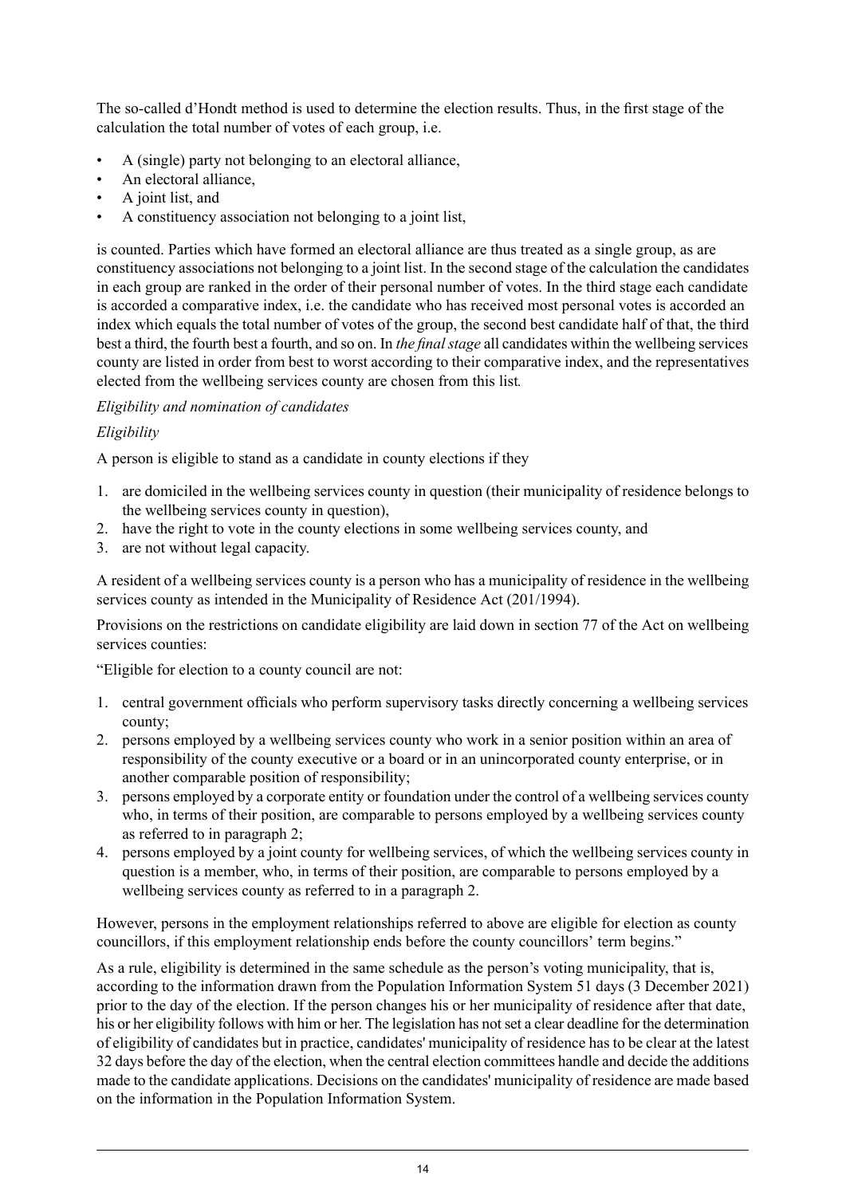The so-called d'Hondt method is used to determine the election results. Thus, in the first stage of the calculation the total number of votes of each group, i.e.

- A (single) party not belonging to an electoral alliance,
- An electoral alliance,
- A joint list, and
- A constituency association not belonging to a joint list,

is counted. Parties which have formed an electoral alliance are thus treated as a single group, as are constituency associations not belonging to a joint list. In the second stage of the calculation the candidates in each group are ranked in the order of their personal number of votes. In the third stage each candidate is accorded a comparative index, i.e. the candidate who has received most personal votes is accorded an index which equals the total number of votes of the group, the second best candidate half of that, the third best a third, the fourth best a fourth, and so on. In *the final stage* all candidates within the wellbeing services county are listed in order from best to worst according to their comparative index, and the representatives elected from the wellbeing services county are chosen from this list.

*Eligibility and nomination of candidates*

*Eligibility*

A person is eligible to stand as a candidate in county elections if they

1. are domiciled in the wellbeing services county in question (their municipality of residence belongs to the wellbeing services county in question),
2. have the right to vote in the county elections in some wellbeing services county, and
3. are not without legal capacity.

A resident of a wellbeing services county is a person who has a municipality of residence in the wellbeing services county as intended in the Municipality of Residence Act (201/1994).

Provisions on the restrictions on candidate eligibility are laid down in section 77 of the Act on wellbeing services counties:

"Eligible for election to a county council are not:

1. central government officials who perform supervisory tasks directly concerning a wellbeing services county;
2. persons employed by a wellbeing services county who work in a senior position within an area of responsibility of the county executive or a board or in an unincorporated county enterprise, or in another comparable position of responsibility;
3. persons employed by a corporate entity or foundation under the control of a wellbeing services county who, in terms of their position, are comparable to persons employed by a wellbeing services county as referred to in paragraph 2;
4. persons employed by a joint county for wellbeing services, of which the wellbeing services county in question is a member, who, in terms of their position, are comparable to persons employed by a wellbeing services county as referred to in a paragraph 2.

However, persons in the employment relationships referred to above are eligible for election as county councillors, if this employment relationship ends before the county councillors' term begins."

As a rule, eligibility is determined in the same schedule as the person's voting municipality, that is, according to the information drawn from the Population Information System 51 days (3 December 2021) prior to the day of the election. If the person changes his or her municipality of residence after that date, his or her eligibility follows with him or her. The legislation has not set a clear deadline for the determination of eligibility of candidates but in practice, candidates' municipality of residence has to be clear at the latest 32 days before the day of the election, when the central election committees handle and decide the additions made to the candidate applications. Decisions on the candidates' municipality of residence are made based on the information in the Population Information System.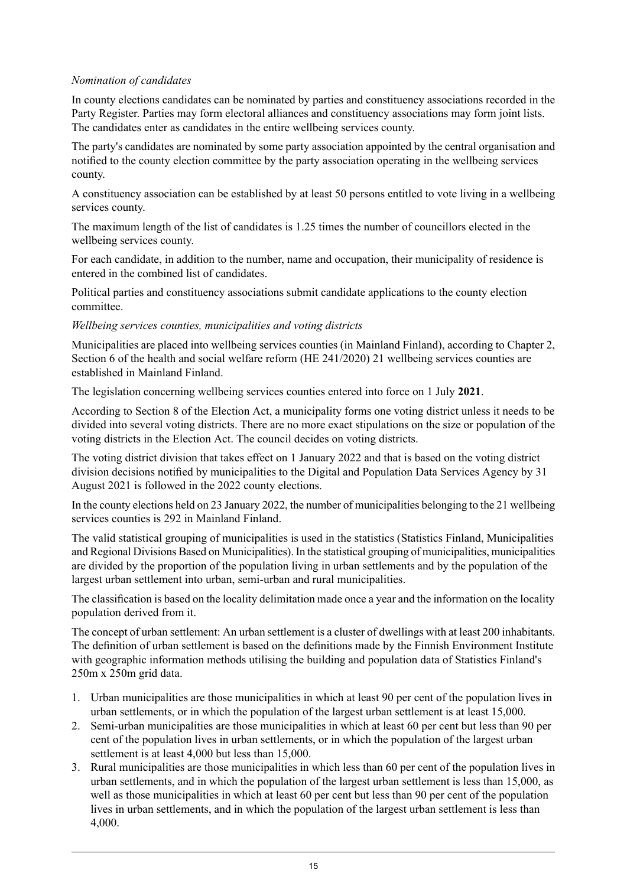*Nomination of candidates*

In county elections candidates can be nominated by parties and constituency associations recorded in the Party Register. Parties may form electoral alliances and constituency associations may form joint lists. The candidates enter as candidates in the entire wellbeing services county.

The party's candidates are nominated by some party association appointed by the central organisation and notified to the county election committee by the party association operating in the wellbeing services county.

A constituency association can be established by at least 50 persons entitled to vote living in a wellbeing services county.

The maximum length of the list of candidates is 1.25 times the number of councillors elected in the wellbeing services county.

For each candidate, in addition to the number, name and occupation, their municipality of residence is entered in the combined list of candidates.

Political parties and constituency associations submit candidate applications to the county election committee.

*Wellbeing services counties, municipalities and voting districts*

Municipalities are placed into wellbeing services counties (in Mainland Finland), according to Chapter 2, Section 6 of the health and social welfare reform (HE 241/2020) 21 wellbeing services counties are established in Mainland Finland.

The legislation concerning wellbeing services counties entered into force on 1 July **2021**.

According to Section 8 of the Election Act, a municipality forms one voting district unless it needs to be divided into several voting districts. There are no more exact stipulations on the size or population of the voting districts in the Election Act. The council decides on voting districts.

The voting district division that takes effect on 1 January 2022 and that is based on the voting district division decisions notified by municipalities to the Digital and Population Data Services Agency by 31 August 2021 is followed in the 2022 county elections.

In the county elections held on 23 January 2022, the number of municipalities belonging to the 21 wellbeing services counties is 292 in Mainland Finland.

The valid statistical grouping of municipalities is used in the statistics (Statistics Finland, Municipalities and Regional Divisions Based on Municipalities). In the statistical grouping of municipalities, municipalities are divided by the proportion of the population living in urban settlements and by the population of the largest urban settlement into urban, semi-urban and rural municipalities.

The classification is based on the locality delimitation made once a year and the information on the locality population derived from it.

The concept of urban settlement: An urban settlement is a cluster of dwellings with at least 200 inhabitants. The definition of urban settlement is based on the definitions made by the Finnish Environment Institute with geographic information methods utilising the building and population data of Statistics Finland's 250m x 250m grid data.

1. Urban municipalities are those municipalities in which at least 90 per cent of the population lives in urban settlements, or in which the population of the largest urban settlement is at least 15,000.
2. Semi-urban municipalities are those municipalities in which at least 60 per cent but less than 90 per cent of the population lives in urban settlements, or in which the population of the largest urban settlement is at least 4,000 but less than 15,000.
3. Rural municipalities are those municipalities in which less than 60 per cent of the population lives in urban settlements, and in which the population of the largest urban settlement is less than 15,000, as well as those municipalities in which at least 60 per cent but less than 90 per cent of the population lives in urban settlements, and in which the population of the largest urban settlement is less than 4,000.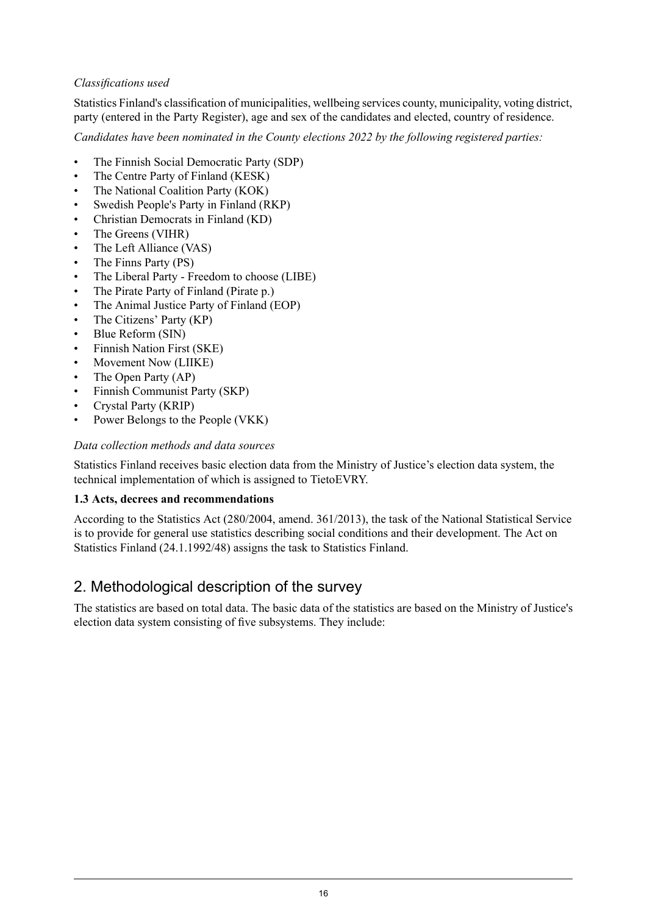*Classifications used*

Statistics Finland's classification of municipalities, wellbeing services county, municipality, voting district, party (entered in the Party Register), age and sex of the candidates and elected, country of residence.

*Candidates have been nominated in the County elections 2022 by the following registered parties:*

- The Finnish Social Democratic Party (SDP)
- The Centre Party of Finland (KESK)
- The National Coalition Party (KOK)
- Swedish People's Party in Finland (RKP)
- Christian Democrats in Finland (KD)
- The Greens (VIHR)
- The Left Alliance (VAS)
- The Finns Party (PS)
- The Liberal Party - Freedom to choose (LIBE)
- The Pirate Party of Finland (Pirate p.)
- The Animal Justice Party of Finland (EOP)
- The Citizens' Party (KP)
- Blue Reform (SIN)
- Finnish Nation First (SKE)
- Movement Now (LIIKE)
- The Open Party (AP)
- Finnish Communist Party (SKP)
- Crystal Party (KRIP)
- Power Belongs to the People (VKK)

*Data collection methods and data sources*

Statistics Finland receives basic election data from the Ministry of Justice's election data system, the technical implementation of which is assigned to TietoEVRY.

**1.3 Acts, decrees and recommendations**

According to the Statistics Act (280/2004, amend. 361/2013), the task of the National Statistical Service is to provide for general use statistics describing social conditions and their development. The Act on Statistics Finland (24.1.1992/48) assigns the task to Statistics Finland.

## 2. Methodological description of the survey

The statistics are based on total data. The basic data of the statistics are based on the Ministry of Justice's election data system consisting of five subsystems. They include: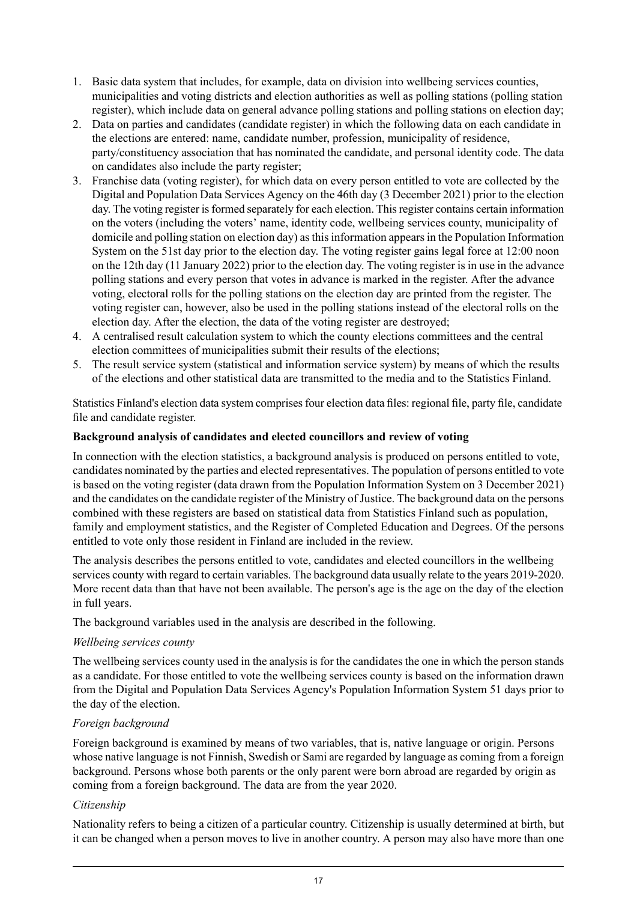1. Basic data system that includes, for example, data on division into wellbeing services counties, municipalities and voting districts and election authorities as well as polling stations (polling station register), which include data on general advance polling stations and polling stations on election day;
2. Data on parties and candidates (candidate register) in which the following data on each candidate in the elections are entered: name, candidate number, profession, municipality of residence, party/constituency association that has nominated the candidate, and personal identity code. The data on candidates also include the party register;
3. Franchise data (voting register), for which data on every person entitled to vote are collected by the Digital and Population Data Services Agency on the 46th day (3 December 2021) prior to the election day. The voting register is formed separately for each election. This register contains certain information on the voters (including the voters' name, identity code, wellbeing services county, municipality of domicile and polling station on election day) as this information appears in the Population Information System on the 51st day prior to the election day. The voting register gains legal force at 12:00 noon on the 12th day (11 January 2022) prior to the election day. The voting register is in use in the advance polling stations and every person that votes in advance is marked in the register. After the advance voting, electoral rolls for the polling stations on the election day are printed from the register. The voting register can, however, also be used in the polling stations instead of the electoral rolls on the election day. After the election, the data of the voting register are destroyed;
4. A centralised result calculation system to which the county elections committees and the central election committees of municipalities submit their results of the elections;
5. The result service system (statistical and information service system) by means of which the results of the elections and other statistical data are transmitted to the media and to the Statistics Finland.

Statistics Finland's election data system comprises four election data files: regional file, party file, candidate file and candidate register.

**Background analysis of candidates and elected councillors and review of voting**

In connection with the election statistics, a background analysis is produced on persons entitled to vote, candidates nominated by the parties and elected representatives. The population of persons entitled to vote is based on the voting register (data drawn from the Population Information System on 3 December 2021) and the candidates on the candidate register of the Ministry of Justice. The background data on the persons combined with these registers are based on statistical data from Statistics Finland such as population, family and employment statistics, and the Register of Completed Education and Degrees. Of the persons entitled to vote only those resident in Finland are included in the review.

The analysis describes the persons entitled to vote, candidates and elected councillors in the wellbeing services county with regard to certain variables. The background data usually relate to the years 2019-2020. More recent data than that have not been available. The person's age is the age on the day of the election in full years.

The background variables used in the analysis are described in the following.

*Wellbeing services county*

The wellbeing services county used in the analysis is for the candidates the one in which the person stands as a candidate. For those entitled to vote the wellbeing services county is based on the information drawn from the Digital and Population Data Services Agency's Population Information System 51 days prior to the day of the election.

*Foreign background*

Foreign background is examined by means of two variables, that is, native language or origin. Persons whose native language is not Finnish, Swedish or Sami are regarded by language as coming from a foreign background. Persons whose both parents or the only parent were born abroad are regarded by origin as coming from a foreign background. The data are from the year 2020.

*Citizenship*

Nationality refers to being a citizen of a particular country. Citizenship is usually determined at birth, but it can be changed when a person moves to live in another country. A person may also have more than one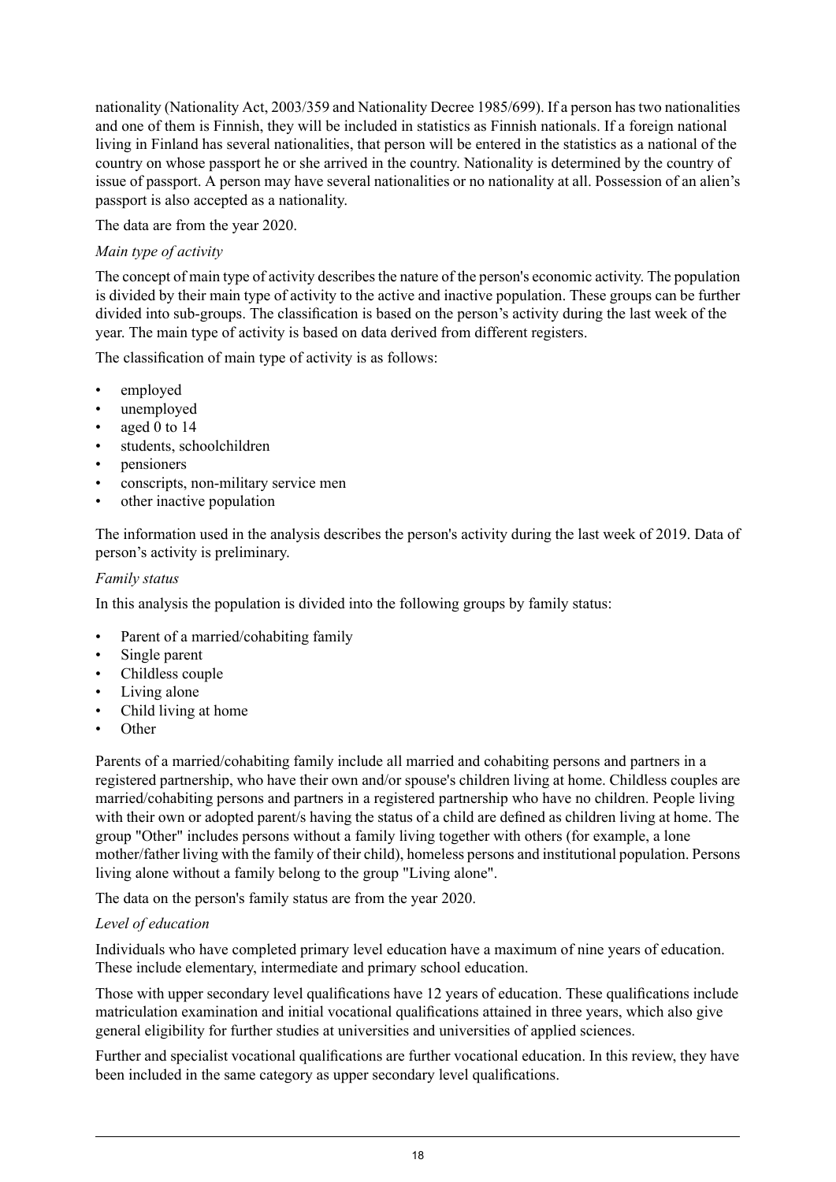nationality (Nationality Act, 2003/359 and Nationality Decree 1985/699). If a person has two nationalities and one of them is Finnish, they will be included in statistics as Finnish nationals. If a foreign national living in Finland has several nationalities, that person will be entered in the statistics as a national of the country on whose passport he or she arrived in the country. Nationality is determined by the country of issue of passport. A person may have several nationalities or no nationality at all. Possession of an alien's passport is also accepted as a nationality.

The data are from the year 2020.

*Main type of activity*

The concept of main type of activity describes the nature of the person's economic activity. The population is divided by their main type of activity to the active and inactive population. These groups can be further divided into sub-groups. The classification is based on the person's activity during the last week of the year. The main type of activity is based on data derived from different registers.

The classification of main type of activity is as follows:

- employed
- unemployed
- aged 0 to 14
- students, schoolchildren
- pensioners
- conscripts, non-military service men
- other inactive population

The information used in the analysis describes the person's activity during the last week of 2019. Data of person's activity is preliminary.

*Family status*

In this analysis the population is divided into the following groups by family status:

- Parent of a married/cohabiting family
- Single parent
- Childless couple
- Living alone
- Child living at home
- Other

Parents of a married/cohabiting family include all married and cohabiting persons and partners in a registered partnership, who have their own and/or spouse's children living at home. Childless couples are married/cohabiting persons and partners in a registered partnership who have no children. People living with their own or adopted parent/s having the status of a child are defined as children living at home. The group "Other" includes persons without a family living together with others (for example, a lone mother/father living with the family of their child), homeless persons and institutional population. Persons living alone without a family belong to the group "Living alone".

The data on the person's family status are from the year 2020.

*Level of education*

Individuals who have completed primary level education have a maximum of nine years of education. These include elementary, intermediate and primary school education.

Those with upper secondary level qualifications have 12 years of education. These qualifications include matriculation examination and initial vocational qualifications attained in three years, which also give general eligibility for further studies at universities and universities of applied sciences.

Further and specialist vocational qualifications are further vocational education. In this review, they have been included in the same category as upper secondary level qualifications.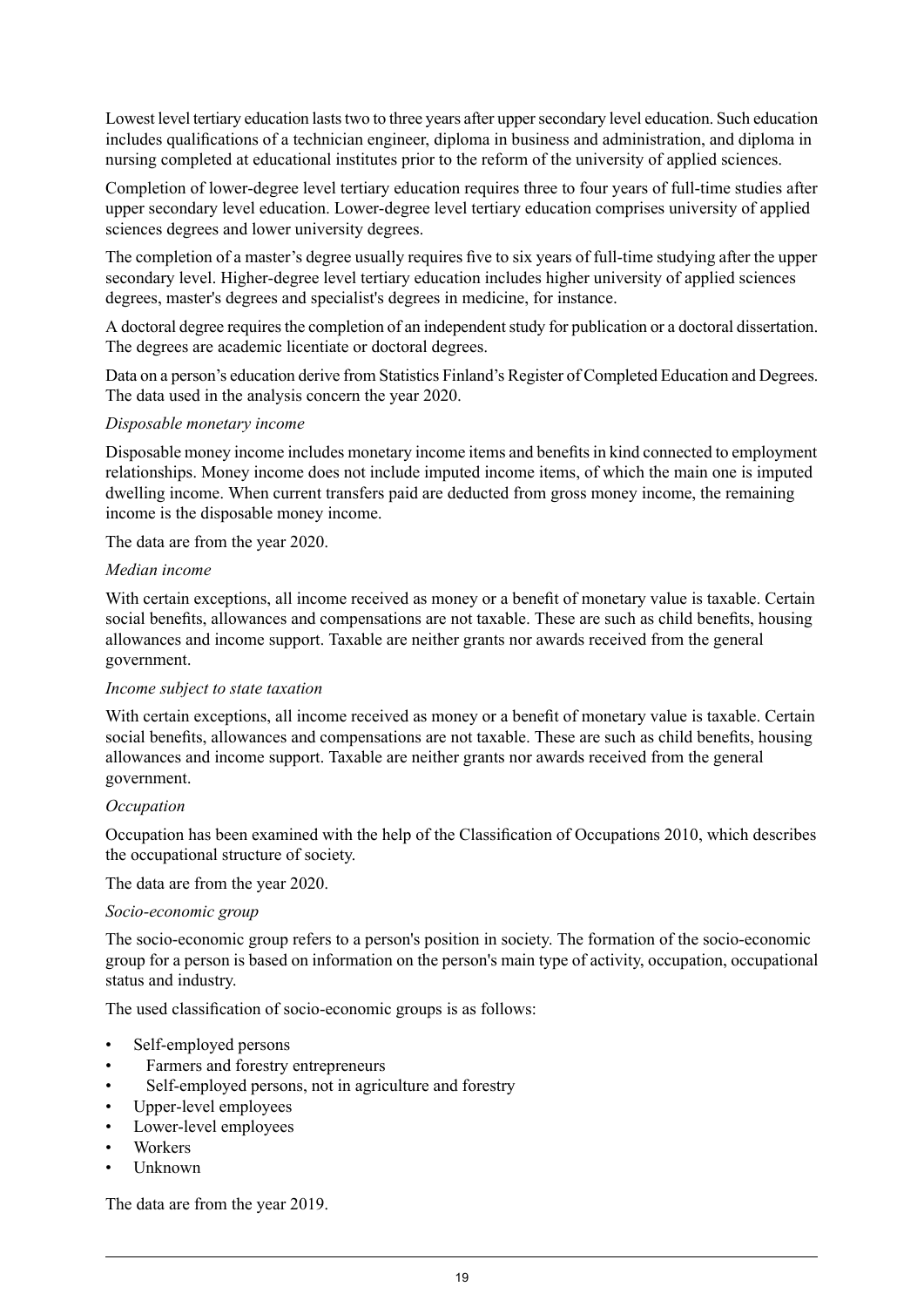Lowest level tertiary education lasts two to three years after upper secondary level education. Such education includes qualifications of a technician engineer, diploma in business and administration, and diploma in nursing completed at educational institutes prior to the reform of the university of applied sciences.

Completion of lower-degree level tertiary education requires three to four years of full-time studies after upper secondary level education. Lower-degree level tertiary education comprises university of applied sciences degrees and lower university degrees.

The completion of a master's degree usually requires five to six years of full-time studying after the upper secondary level. Higher-degree level tertiary education includes higher university of applied sciences degrees, master's degrees and specialist's degrees in medicine, for instance.

A doctoral degree requires the completion of an independent study for publication or a doctoral dissertation. The degrees are academic licentiate or doctoral degrees.

Data on a person's education derive from Statistics Finland's Register of Completed Education and Degrees. The data used in the analysis concern the year 2020.

*Disposable monetary income*

Disposable money income includes monetary income items and benefits in kind connected to employment relationships. Money income does not include imputed income items, of which the main one is imputed dwelling income. When current transfers paid are deducted from gross money income, the remaining income is the disposable money income.

The data are from the year 2020.

*Median income*

With certain exceptions, all income received as money or a benefit of monetary value is taxable. Certain social benefits, allowances and compensations are not taxable. These are such as child benefits, housing allowances and income support. Taxable are neither grants nor awards received from the general government.

*Income subject to state taxation*

With certain exceptions, all income received as money or a benefit of monetary value is taxable. Certain social benefits, allowances and compensations are not taxable. These are such as child benefits, housing allowances and income support. Taxable are neither grants nor awards received from the general government.

*Occupation*

Occupation has been examined with the help of the Classification of Occupations 2010, which describes the occupational structure of society.

The data are from the year 2020.

*Socio-economic group*

The socio-economic group refers to a person's position in society. The formation of the socio-economic group for a person is based on information on the person's main type of activity, occupation, occupational status and industry.

The used classification of socio-economic groups is as follows:

- Self-employed persons
  - Farmers and forestry entrepreneurs
  - Self-employed persons, not in agriculture and forestry
- Upper-level employees
- Lower-level employees
- Workers
- Unknown

The data are from the year 2019.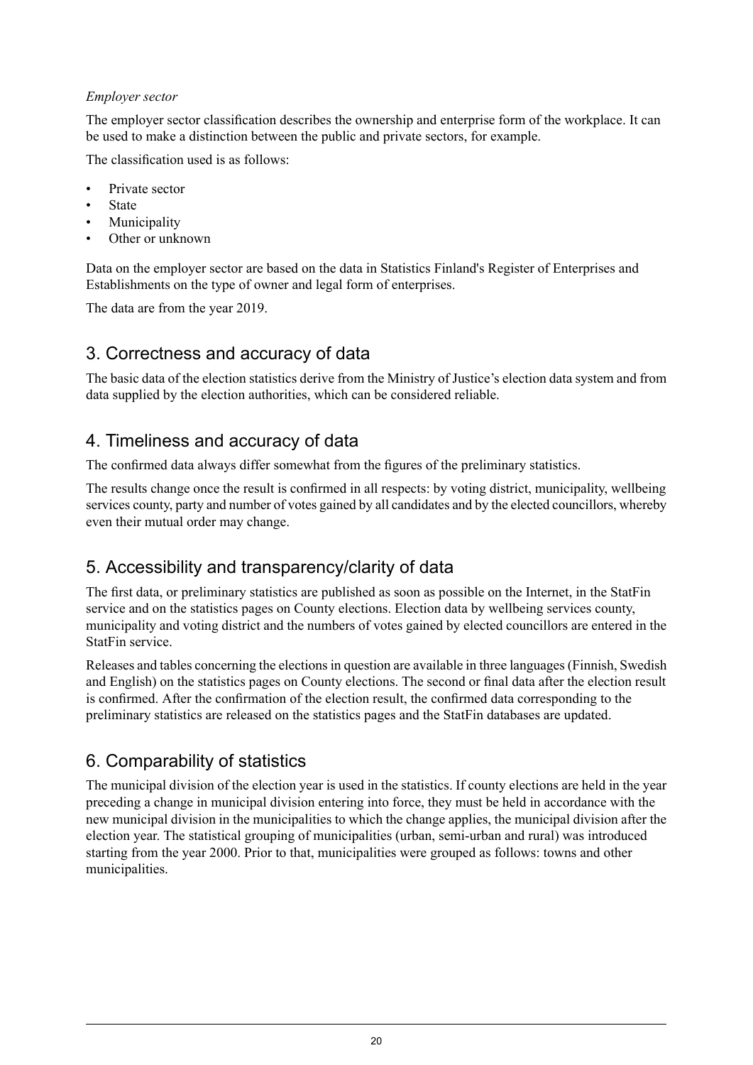*Employer sector*

The employer sector classification describes the ownership and enterprise form of the workplace. It can be used to make a distinction between the public and private sectors, for example.

The classification used is as follows:

- Private sector
- State
- Municipality
- Other or unknown

Data on the employer sector are based on the data in Statistics Finland's Register of Enterprises and Establishments on the type of owner and legal form of enterprises.

The data are from the year 2019.

## 3. Correctness and accuracy of data

The basic data of the election statistics derive from the Ministry of Justice's election data system and from data supplied by the election authorities, which can be considered reliable.

## 4. Timeliness and accuracy of data

The confirmed data always differ somewhat from the figures of the preliminary statistics.

The results change once the result is confirmed in all respects: by voting district, municipality, wellbeing services county, party and number of votes gained by all candidates and by the elected councillors, whereby even their mutual order may change.

## 5. Accessibility and transparency/clarity of data

The first data, or preliminary statistics are published as soon as possible on the Internet, in the StatFin service and on the statistics pages on County elections. Election data by wellbeing services county, municipality and voting district and the numbers of votes gained by elected councillors are entered in the StatFin service.

Releases and tables concerning the elections in question are available in three languages (Finnish, Swedish and English) on the statistics pages on County elections. The second or final data after the election result is confirmed. After the confirmation of the election result, the confirmed data corresponding to the preliminary statistics are released on the statistics pages and the StatFin databases are updated.

## 6. Comparability of statistics

The municipal division of the election year is used in the statistics. If county elections are held in the year preceding a change in municipal division entering into force, they must be held in accordance with the new municipal division in the municipalities to which the change applies, the municipal division after the election year. The statistical grouping of municipalities (urban, semi-urban and rural) was introduced starting from the year 2000. Prior to that, municipalities were grouped as follows: towns and other municipalities.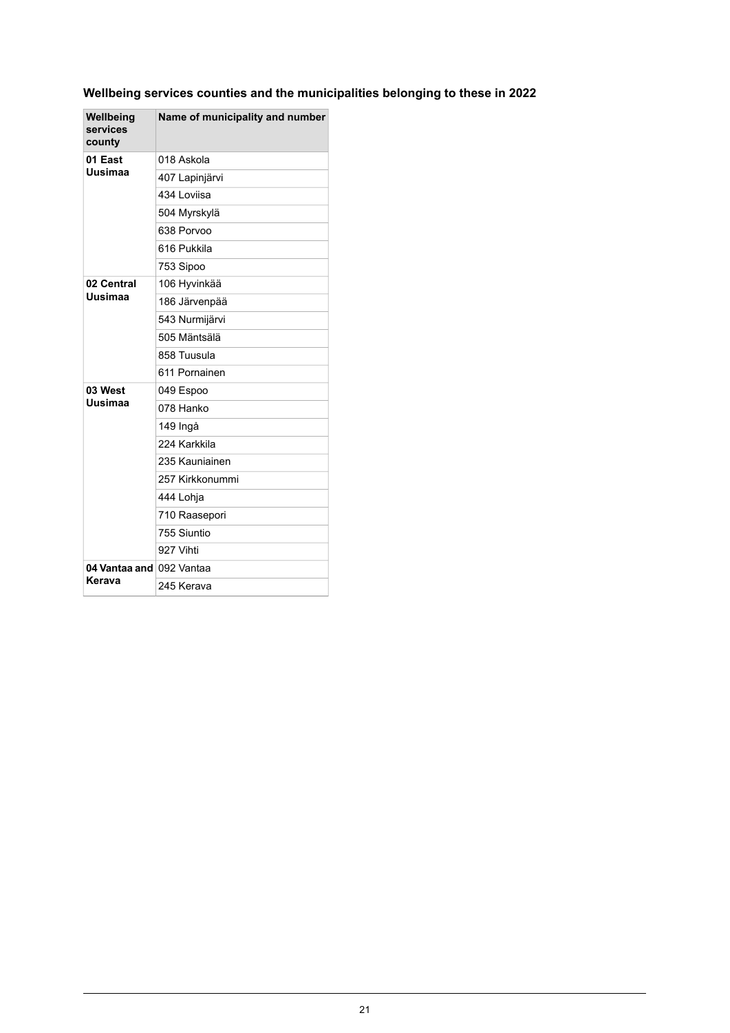### Wellbeing services counties and the municipalities belonging to these in 2022

| Wellbeing services county | Name of municipality and number |
| --- | --- |
| **01 East Uusimaa** | 018 Askola |
| | 407 Lapinjärvi |
| | 434 Loviisa |
| | 504 Myrskylä |
| | 638 Porvoo |
| | 616 Pukkila |
| | 753 Sipoo |
| **02 Central Uusimaa** | 106 Hyvinkää |
| | 186 Järvenpää |
| | 543 Nurmijärvi |
| | 505 Mäntsälä |
| | 858 Tuusula |
| | 611 Pornainen |
| **03 West Uusimaa** | 049 Espoo |
| | 078 Hanko |
| | 149 Ingå |
| | 224 Karkkila |
| | 235 Kauniainen |
| | 257 Kirkkonummi |
| | 444 Lohja |
| | 710 Raasepori |
| | 755 Siuntio |
| | 927 Vihti |
| **04 Vantaa and Kerava** | 092 Vantaa |
| | 245 Kerava |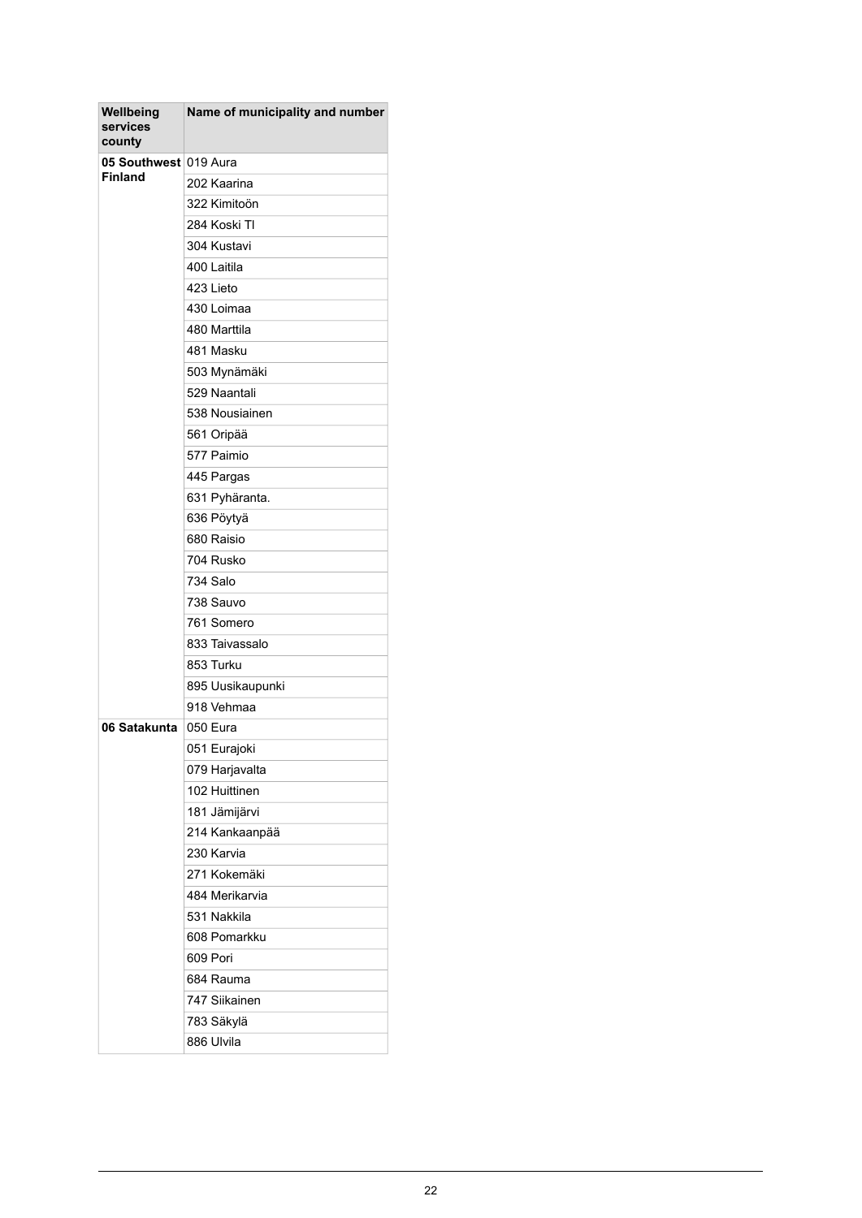| Wellbeing services county | Name of municipality and number |
| --- | --- |
| **05 Southwest Finland** | 019 Aura |
| | 202 Kaarina |
| | 322 Kimitoön |
| | 284 Koski Tl |
| | 304 Kustavi |
| | 400 Laitila |
| | 423 Lieto |
| | 430 Loimaa |
| | 480 Marttila |
| | 481 Masku |
| | 503 Mynämäki |
| | 529 Naantali |
| | 538 Nousiainen |
| | 561 Oripää |
| | 577 Paimio |
| | 445 Pargas |
| | 631 Pyhäranta. |
| | 636 Pöytyä |
| | 680 Raisio |
| | 704 Rusko |
| | 734 Salo |
| | 738 Sauvo |
| | 761 Somero |
| | 833 Taivassalo |
| | 853 Turku |
| | 895 Uusikaupunki |
| | 918 Vehmaa |
| **06 Satakunta** | 050 Eura |
| | 051 Eurajoki |
| | 079 Harjavalta |
| | 102 Huittinen |
| | 181 Jämijärvi |
| | 214 Kankaanpää |
| | 230 Karvia |
| | 271 Kokemäki |
| | 484 Merikarvia |
| | 531 Nakkila |
| | 608 Pomarkku |
| | 609 Pori |
| | 684 Rauma |
| | 747 Siikainen |
| | 783 Säkylä |
| | 886 Ulvila |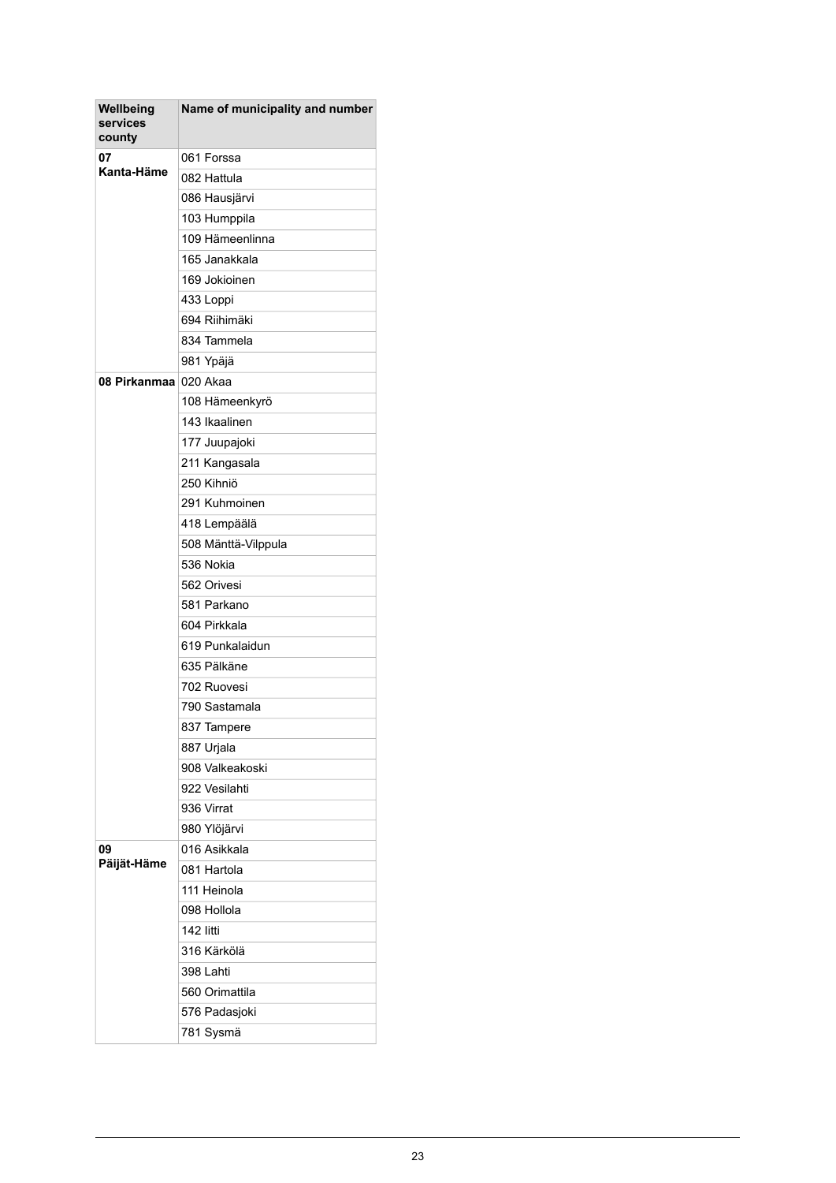| Wellbeing services county | Name of municipality and number |
|---|---|
| 07 Kanta-Häme | 061 Forssa |
| | 082 Hattula |
| | 086 Hausjärvi |
| | 103 Humppila |
| | 109 Hämeenlinna |
| | 165 Janakkala |
| | 169 Jokioinen |
| | 433 Loppi |
| | 694 Riihimäki |
| | 834 Tammela |
| | 981 Ypäjä |
| 08 Pirkanmaa | 020 Akaa |
| | 108 Hämeenkyrö |
| | 143 Ikaalinen |
| | 177 Juupajoki |
| | 211 Kangasala |
| | 250 Kihniö |
| | 291 Kuhmoinen |
| | 418 Lempäälä |
| | 508 Mänttä-Vilppula |
| | 536 Nokia |
| | 562 Orivesi |
| | 581 Parkano |
| | 604 Pirkkala |
| | 619 Punkalaidun |
| | 635 Pälkäne |
| | 702 Ruovesi |
| | 790 Sastamala |
| | 837 Tampere |
| | 887 Urjala |
| | 908 Valkeakoski |
| | 922 Vesilahti |
| | 936 Virrat |
| | 980 Ylöjärvi |
| 09 Päijät-Häme | 016 Asikkala |
| | 081 Hartola |
| | 111 Heinola |
| | 098 Hollola |
| | 142 Iitti |
| | 316 Kärkölä |
| | 398 Lahti |
| | 560 Orimattila |
| | 576 Padasjoki |
| | 781 Sysmä |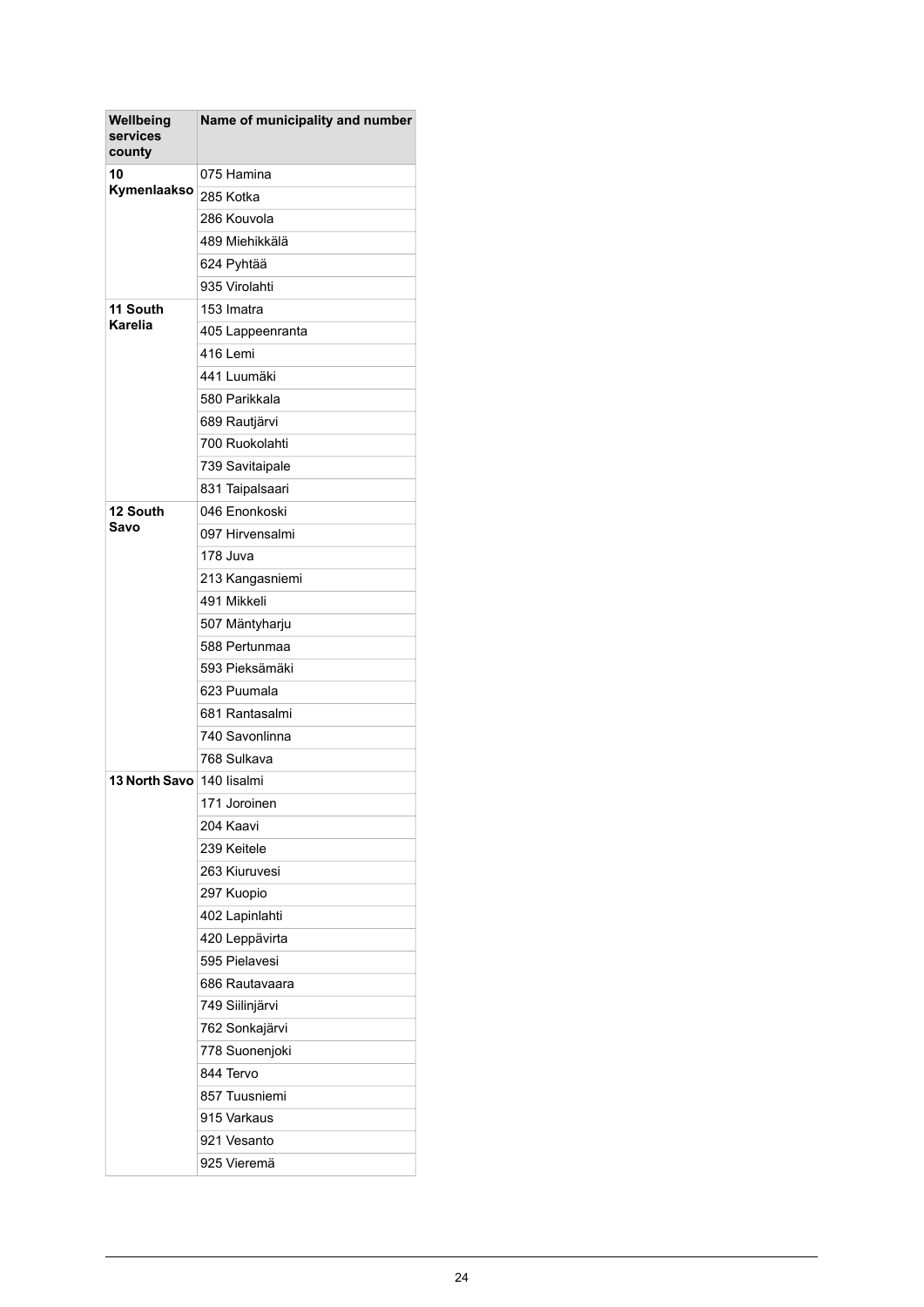| Wellbeing services county | Name of municipality and number |
| --- | --- |
| **10 Kymenlaakso** | 075 Hamina |
| | 285 Kotka |
| | 286 Kouvola |
| | 489 Miehikkälä |
| | 624 Pyhtää |
| | 935 Virolahti |
| **11 South Karelia** | 153 Imatra |
| | 405 Lappeenranta |
| | 416 Lemi |
| | 441 Luumäki |
| | 580 Parikkala |
| | 689 Rautjärvi |
| | 700 Ruokolahti |
| | 739 Savitaipale |
| | 831 Taipalsaari |
| **12 South Savo** | 046 Enonkoski |
| | 097 Hirvensalmi |
| | 178 Juva |
| | 213 Kangasniemi |
| | 491 Mikkeli |
| | 507 Mäntyharju |
| | 588 Pertunmaa |
| | 593 Pieksämäki |
| | 623 Puumala |
| | 681 Rantasalmi |
| | 740 Savonlinna |
| | 768 Sulkava |
| **13 North Savo** | 140 Iisalmi |
| | 171 Joroinen |
| | 204 Kaavi |
| | 239 Keitele |
| | 263 Kiuruvesi |
| | 297 Kuopio |
| | 402 Lapinlahti |
| | 420 Leppävirta |
| | 595 Pielavesi |
| | 686 Rautavaara |
| | 749 Siilinjärvi |
| | 762 Sonkajärvi |
| | 778 Suonenjoki |
| | 844 Tervo |
| | 857 Tuusniemi |
| | 915 Varkaus |
| | 921 Vesanto |
| | 925 Vieremä |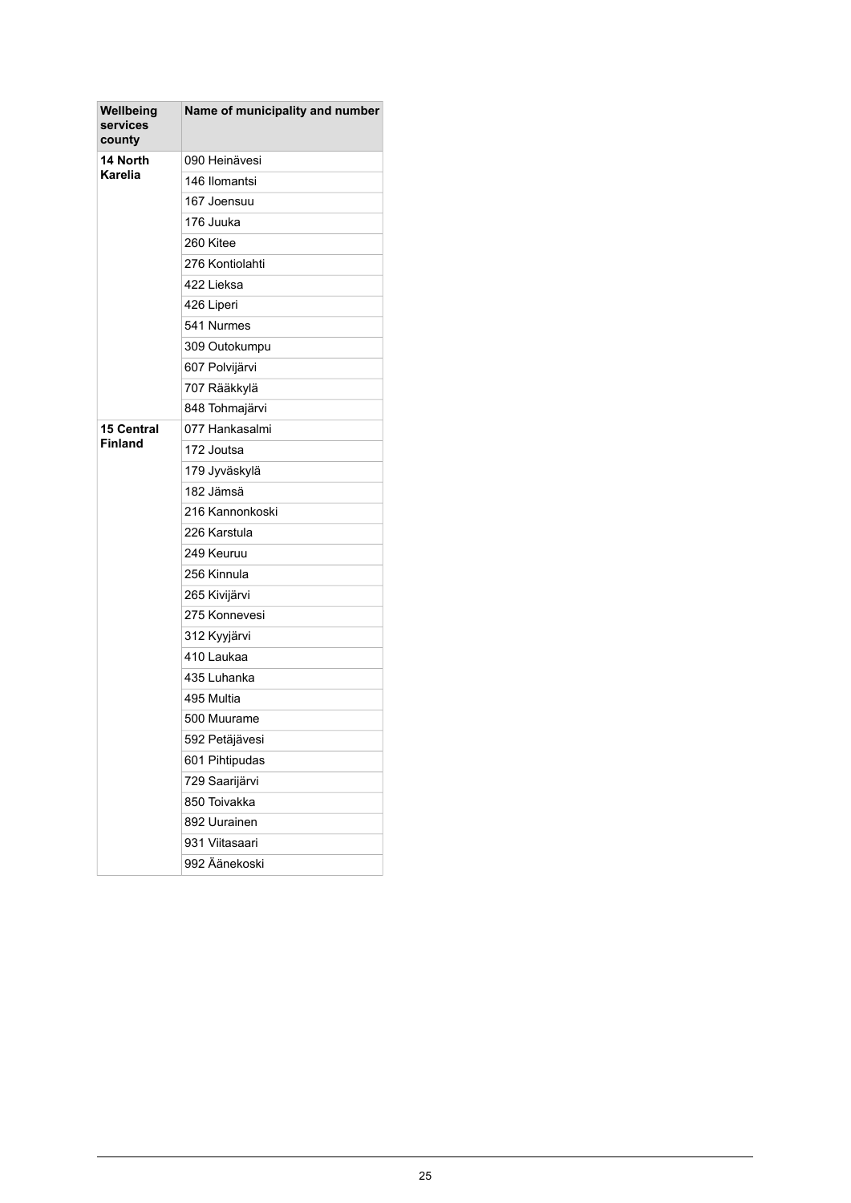| Wellbeing services county | Name of municipality and number |
|---|---|
| **14 North Karelia** | 090 Heinävesi |
| | 146 Ilomantsi |
| | 167 Joensuu |
| | 176 Juuka |
| | 260 Kitee |
| | 276 Kontiolahti |
| | 422 Lieksa |
| | 426 Liperi |
| | 541 Nurmes |
| | 309 Outokumpu |
| | 607 Polvijärvi |
| | 707 Rääkkylä |
| | 848 Tohmajärvi |
| **15 Central Finland** | 077 Hankasalmi |
| | 172 Joutsa |
| | 179 Jyväskylä |
| | 182 Jämsä |
| | 216 Kannonkoski |
| | 226 Karstula |
| | 249 Keuruu |
| | 256 Kinnula |
| | 265 Kivijärvi |
| | 275 Konnevesi |
| | 312 Kyyjärvi |
| | 410 Laukaa |
| | 435 Luhanka |
| | 495 Multia |
| | 500 Muurame |
| | 592 Petäjävesi |
| | 601 Pihtipudas |
| | 729 Saarijärvi |
| | 850 Toivakka |
| | 892 Uurainen |
| | 931 Viitasaari |
| | 992 Äänekoski |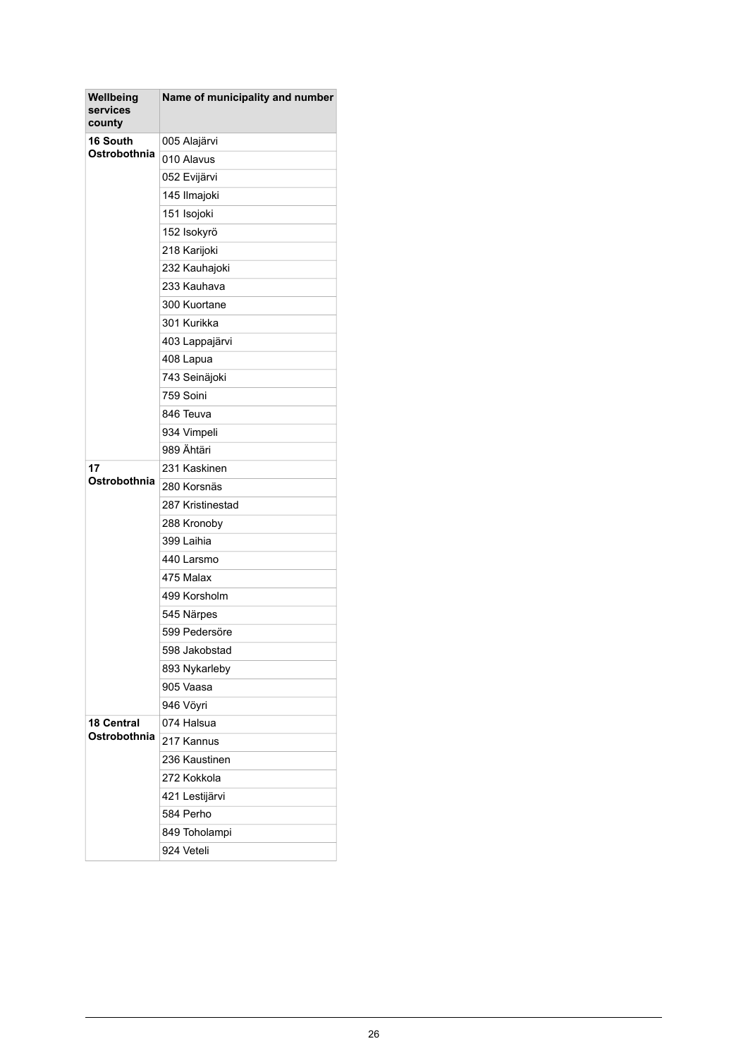| Wellbeing services county | Name of municipality and number |
|---|---|
| **16 South Ostrobothnia** | 005 Alajärvi |
| | 010 Alavus |
| | 052 Evijärvi |
| | 145 Ilmajoki |
| | 151 Isojoki |
| | 152 Isokyrö |
| | 218 Karijoki |
| | 232 Kauhajoki |
| | 233 Kauhava |
| | 300 Kuortane |
| | 301 Kurikka |
| | 403 Lappajärvi |
| | 408 Lapua |
| | 743 Seinäjoki |
| | 759 Soini |
| | 846 Teuva |
| | 934 Vimpeli |
| | 989 Ähtäri |
| **17 Ostrobothnia** | 231 Kaskinen |
| | 280 Korsnäs |
| | 287 Kristinestad |
| | 288 Kronoby |
| | 399 Laihia |
| | 440 Larsmo |
| | 475 Malax |
| | 499 Korsholm |
| | 545 Närpes |
| | 599 Pedersöre |
| | 598 Jakobstad |
| | 893 Nykarleby |
| | 905 Vaasa |
| | 946 Vöyri |
| **18 Central Ostrobothnia** | 074 Halsua |
| | 217 Kannus |
| | 236 Kaustinen |
| | 272 Kokkola |
| | 421 Lestijärvi |
| | 584 Perho |
| | 849 Toholampi |
| | 924 Veteli |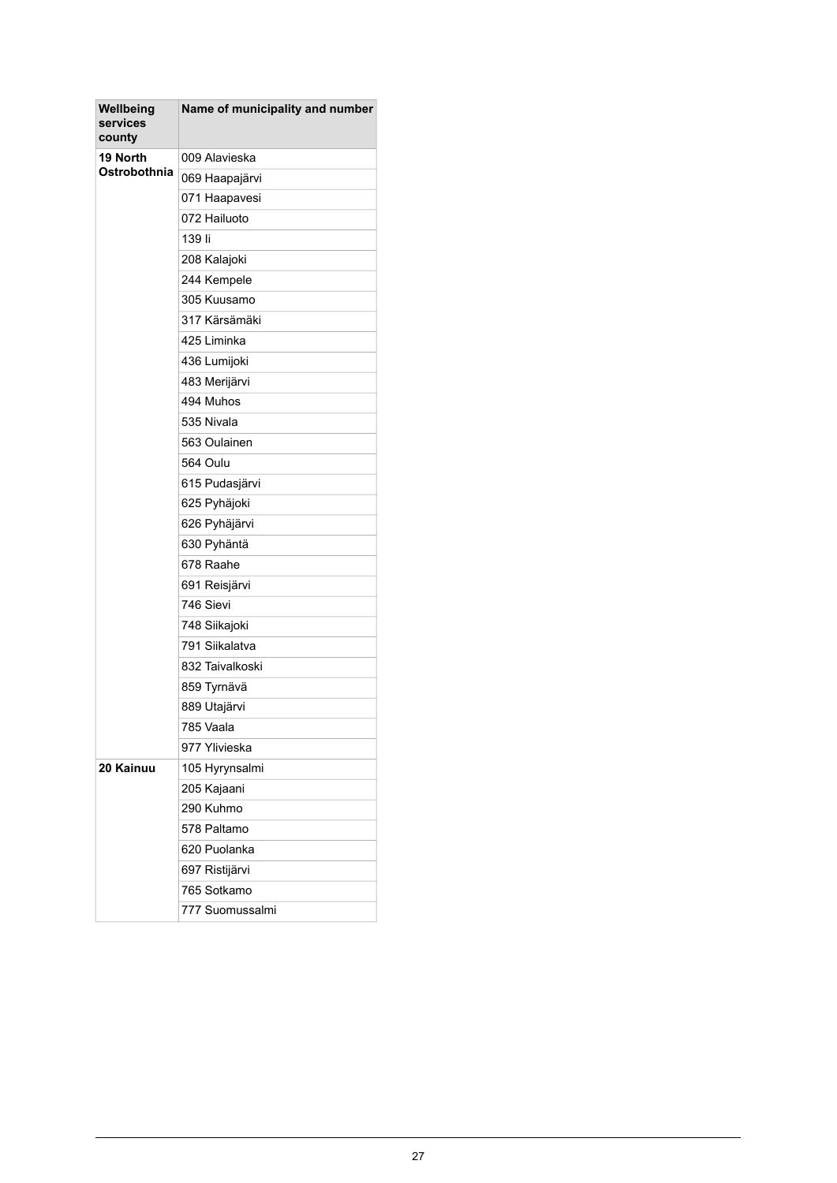| Wellbeing services county | Name of municipality and number |
|---|---|
| **19 North Ostrobothnia** | 009 Alavieska |
| | 069 Haapajärvi |
| | 071 Haapavesi |
| | 072 Hailuoto |
| | 139 Ii |
| | 208 Kalajoki |
| | 244 Kempele |
| | 305 Kuusamo |
| | 317 Kärsämäki |
| | 425 Liminka |
| | 436 Lumijoki |
| | 483 Merijärvi |
| | 494 Muhos |
| | 535 Nivala |
| | 563 Oulainen |
| | 564 Oulu |
| | 615 Pudasjärvi |
| | 625 Pyhäjoki |
| | 626 Pyhäjärvi |
| | 630 Pyhäntä |
| | 678 Raahe |
| | 691 Reisjärvi |
| | 746 Sievi |
| | 748 Siikajoki |
| | 791 Siikalatva |
| | 832 Taivalkoski |
| | 859 Tyrnävä |
| | 889 Utajärvi |
| | 785 Vaala |
| | 977 Ylivieska |
| **20 Kainuu** | 105 Hyrynsalmi |
| | 205 Kajaani |
| | 290 Kuhmo |
| | 578 Paltamo |
| | 620 Puolanka |
| | 697 Ristijärvi |
| | 765 Sotkamo |
| | 777 Suomussalmi |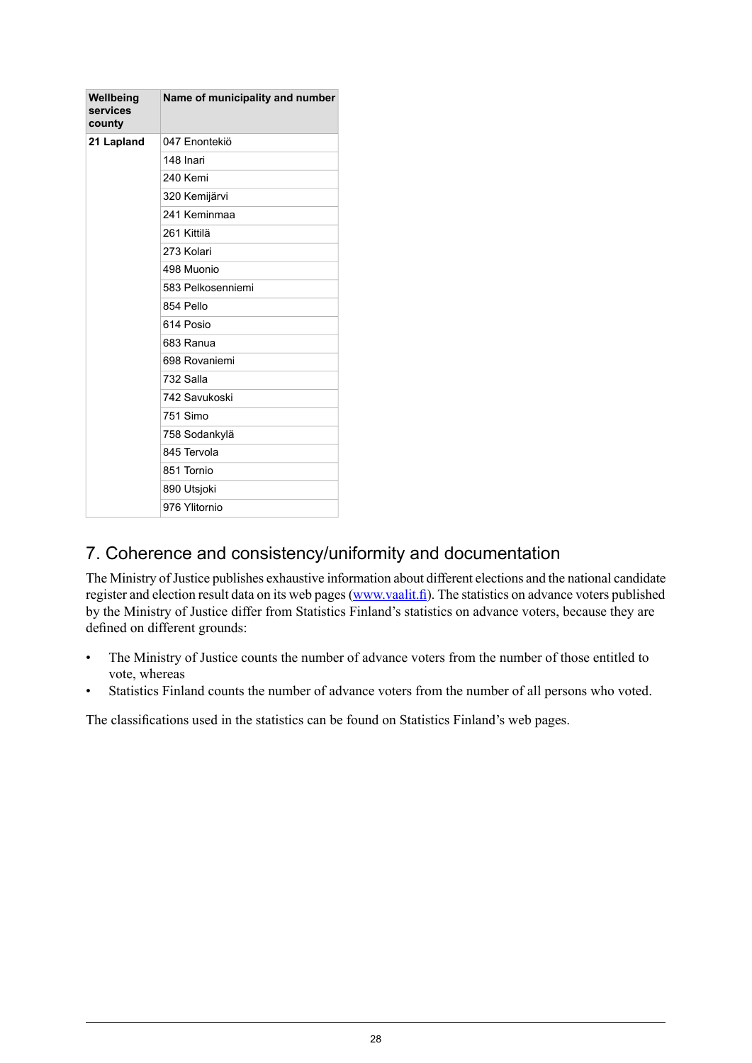| Wellbeing services county | Name of municipality and number |
|---|---|
| **21 Lapland** | 047 Enontekiö |
| | 148 Inari |
| | 240 Kemi |
| | 320 Kemijärvi |
| | 241 Keminmaa |
| | 261 Kittilä |
| | 273 Kolari |
| | 498 Muonio |
| | 583 Pelkosenniemi |
| | 854 Pello |
| | 614 Posio |
| | 683 Ranua |
| | 698 Rovaniemi |
| | 732 Salla |
| | 742 Savukoski |
| | 751 Simo |
| | 758 Sodankylä |
| | 845 Tervola |
| | 851 Tornio |
| | 890 Utsjoki |
| | 976 Ylitornio |

## 7. Coherence and consistency/uniformity and documentation

The Ministry of Justice publishes exhaustive information about different elections and the national candidate register and election result data on its web pages (www.vaalit.fi). The statistics on advance voters published by the Ministry of Justice differ from Statistics Finland's statistics on advance voters, because they are defined on different grounds:

- The Ministry of Justice counts the number of advance voters from the number of those entitled to vote, whereas
- Statistics Finland counts the number of advance voters from the number of all persons who voted.

The classifications used in the statistics can be found on Statistics Finland's web pages.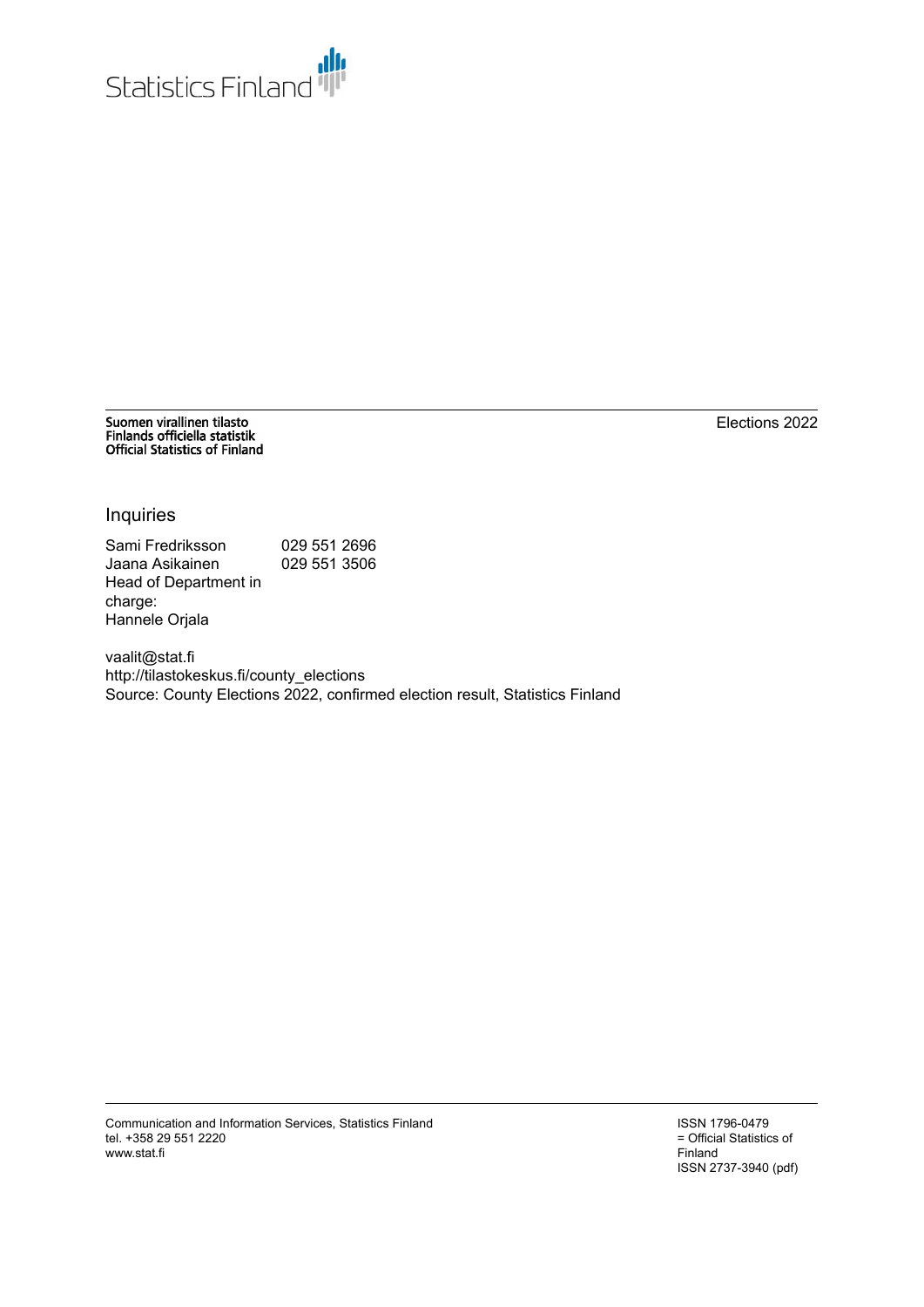Statistics Finland

Suomen virallinen tilasto
Finlands officiella statistik
Official Statistics of Finland

Elections 2022

## Inquiries

| | |
|---|---|
| Sami Fredriksson | 029 551 2696 |
| Jaana Asikainen | 029 551 3506 |
| Head of Department in charge: Hannele Orjala | |

vaalit@stat.fi
http://tilastokeskus.fi/county_elections
Source: County Elections 2022, confirmed election result, Statistics Finland

Communication and Information Services, Statistics Finland
tel. +358 29 551 2220
www.stat.fi

ISSN 1796-0479
= Official Statistics of Finland
ISSN 2737-3940 (pdf)